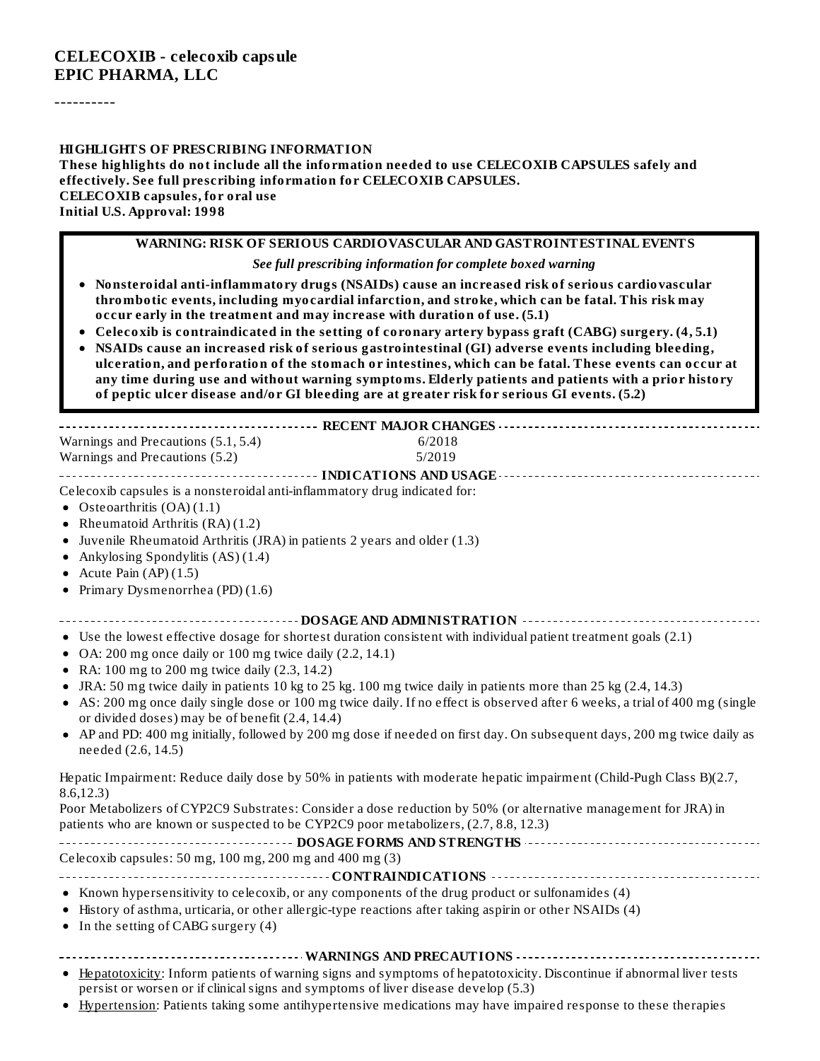# CELECOXIB - celecoxib capsule
## EPIC PHARMA, LLC

----------

**HIGHLIGHTS OF PRESCRIBING INFORMATION**

**These highlights do not include all the information needed to use CELECOXIB CAPSULES safely and effectively. See full prescribing information for CELECOXIB CAPSULES.**

**CELECOXIB capsules, for oral use**

**Initial U.S. Approval: 1998**

**WARNING: RISK OF SERIOUS CARDIOVASCULAR AND GASTROINTESTINAL EVENTS**

***See full prescribing information for complete boxed warning***

- **Nonsteroidal anti-inflammatory drugs (NSAIDs) cause an increased risk of serious cardiovascular thrombotic events, including myocardial infarction, and stroke, which can be fatal. This risk may occur early in the treatment and may increase with duration of use. (5.1)**
- **Celecoxib is contraindicated in the setting of coronary artery bypass graft (CABG) surgery. (4, 5.1)**
- **NSAIDs cause an increased risk of serious gastrointestinal (GI) adverse events including bleeding, ulceration, and perforation of the stomach or intestines, which can be fatal. These events can occur at any time during use and without warning symptoms. Elderly patients and patients with a prior history of peptic ulcer disease and/or GI bleeding are at greater risk for serious GI events. (5.2)**

**RECENT MAJOR CHANGES**

| | |
|---|---|
| Warnings and Precautions (5.1, 5.4) | 6/2018 |
| Warnings and Precautions (5.2) | 5/2019 |

**INDICATIONS AND USAGE**

Celecoxib capsules is a nonsteroidal anti-inflammatory drug indicated for:

- Osteoarthritis (OA) (1.1)
- Rheumatoid Arthritis (RA) (1.2)
- Juvenile Rheumatoid Arthritis (JRA) in patients 2 years and older (1.3)
- Ankylosing Spondylitis (AS) (1.4)
- Acute Pain (AP) (1.5)
- Primary Dysmenorrhea (PD) (1.6)

**DOSAGE AND ADMINISTRATION**

- Use the lowest effective dosage for shortest duration consistent with individual patient treatment goals (2.1)
- OA: 200 mg once daily or 100 mg twice daily (2.2, 14.1)
- RA: 100 mg to 200 mg twice daily (2.3, 14.2)
- JRA: 50 mg twice daily in patients 10 kg to 25 kg. 100 mg twice daily in patients more than 25 kg (2.4, 14.3)
- AS: 200 mg once daily single dose or 100 mg twice daily. If no effect is observed after 6 weeks, a trial of 400 mg (single or divided doses) may be of benefit (2.4, 14.4)
- AP and PD: 400 mg initially, followed by 200 mg dose if needed on first day. On subsequent days, 200 mg twice daily as needed (2.6, 14.5)

Hepatic Impairment: Reduce daily dose by 50% in patients with moderate hepatic impairment (Child-Pugh Class B)(2.7, 8.6,12.3)

Poor Metabolizers of CYP2C9 Substrates: Consider a dose reduction by 50% (or alternative management for JRA) in patients who are known or suspected to be CYP2C9 poor metabolizers, (2.7, 8.8, 12.3)

**DOSAGE FORMS AND STRENGTHS**

Celecoxib capsules: 50 mg, 100 mg, 200 mg and 400 mg (3)

**CONTRAINDICATIONS**

- Known hypersensitivity to celecoxib, or any components of the drug product or sulfonamides (4)
- History of asthma, urticaria, or other allergic-type reactions after taking aspirin or other NSAIDs (4)
- In the setting of CABG surgery (4)

**WARNINGS AND PRECAUTIONS**

- Hepatotoxicity: Inform patients of warning signs and symptoms of hepatotoxicity. Discontinue if abnormal liver tests persist or worsen or if clinical signs and symptoms of liver disease develop (5.3)
- Hypertension: Patients taking some antihypertensive medications may have impaired response to these therapies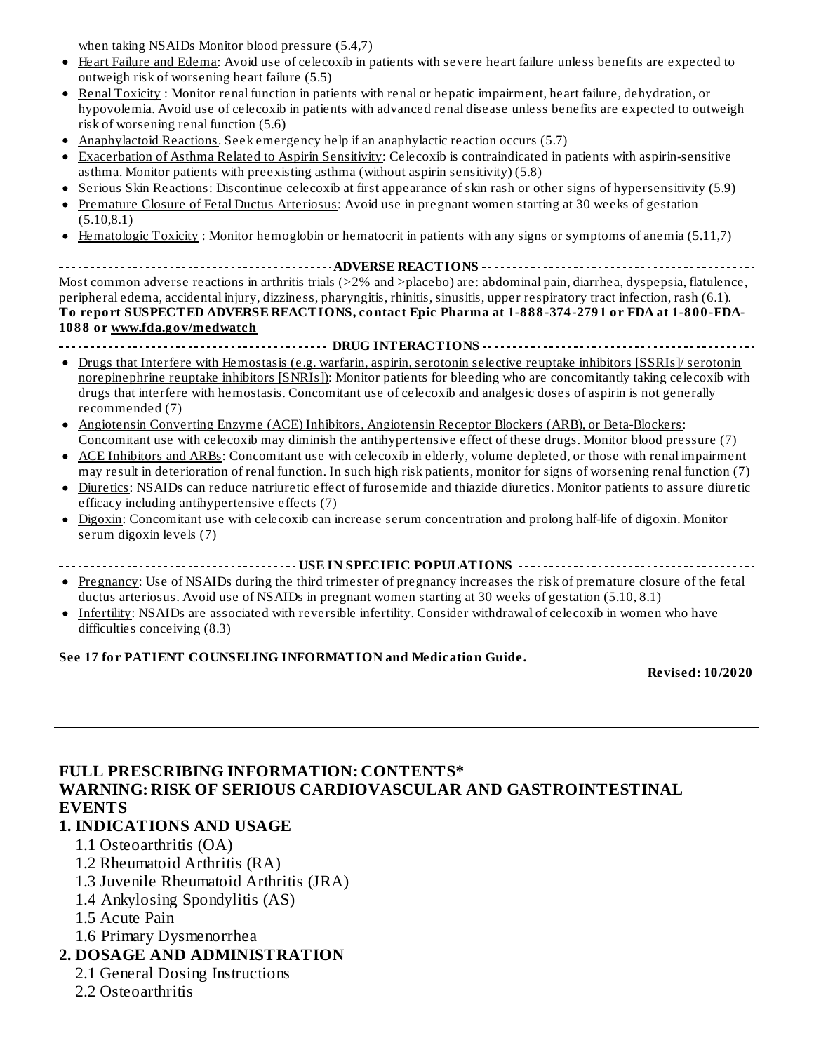when taking NSAIDs Monitor blood pressure (5.4,7)

- Heart Failure and Edema: Avoid use of celecoxib in patients with severe heart failure unless benefits are expected to outweigh risk of worsening heart failure (5.5)
- Renal Toxicity : Monitor renal function in patients with renal or hepatic impairment, heart failure, dehydration, or hypovolemia. Avoid use of celecoxib in patients with advanced renal disease unless benefits are expected to outweigh risk of worsening renal function (5.6)
- Anaphylactoid Reactions. Seek emergency help if an anaphylactic reaction occurs (5.7)
- Exacerbation of Asthma Related to Aspirin Sensitivity: Celecoxib is contraindicated in patients with aspirin-sensitive asthma. Monitor patients with preexisting asthma (without aspirin sensitivity) (5.8)
- Serious Skin Reactions: Discontinue celecoxib at first appearance of skin rash or other signs of hypersensitivity (5.9)
- Premature Closure of Fetal Ductus Arteriosus: Avoid use in pregnant women starting at 30 weeks of gestation (5.10,8.1)
- Hematologic Toxicity : Monitor hemoglobin or hematocrit in patients with any signs or symptoms of anemia (5.11,7)

**ADVERSE REACTIONS**

Most common adverse reactions in arthritis trials (>2% and >placebo) are: abdominal pain, diarrhea, dyspepsia, flatulence, peripheral edema, accidental injury, dizziness, pharyngitis, rhinitis, sinusitis, upper respiratory tract infection, rash (6.1).

**To report SUSPECTED ADVERSE REACTIONS, contact Epic Pharma at 1-888-374-2791 or FDA at 1-800-FDA-1088 or www.fda.gov/medwatch**

**DRUG INTERACTIONS**

- Drugs that Interfere with Hemostasis (e.g. warfarin, aspirin, serotonin selective reuptake inhibitors [SSRIs]/ serotonin norepinephrine reuptake inhibitors [SNRIs]): Monitor patients for bleeding who are concomitantly taking celecoxib with drugs that interfere with hemostasis. Concomitant use of celecoxib and analgesic doses of aspirin is not generally recommended (7)
- Angiotensin Converting Enzyme (ACE) Inhibitors, Angiotensin Receptor Blockers (ARB), or Beta-Blockers: Concomitant use with celecoxib may diminish the antihypertensive effect of these drugs. Monitor blood pressure (7)
- ACE Inhibitors and ARBs: Concomitant use with celecoxib in elderly, volume depleted, or those with renal impairment may result in deterioration of renal function. In such high risk patients, monitor for signs of worsening renal function (7)
- Diuretics: NSAIDs can reduce natriuretic effect of furosemide and thiazide diuretics. Monitor patients to assure diuretic efficacy including antihypertensive effects (7)
- Digoxin: Concomitant use with celecoxib can increase serum concentration and prolong half-life of digoxin. Monitor serum digoxin levels (7)

**USE IN SPECIFIC POPULATIONS**

- Pregnancy: Use of NSAIDs during the third trimester of pregnancy increases the risk of premature closure of the fetal ductus arteriosus. Avoid use of NSAIDs in pregnant women starting at 30 weeks of gestation (5.10, 8.1)
- Infertility: NSAIDs are associated with reversible infertility. Consider withdrawal of celecoxib in women who have difficulties conceiving (8.3)

**See 17 for PATIENT COUNSELING INFORMATION and Medication Guide.**

**Revised: 10/2020**

---

## FULL PRESCRIBING INFORMATION: CONTENTS*

## WARNING: RISK OF SERIOUS CARDIOVASCULAR AND GASTROINTESTINAL EVENTS

## 1. INDICATIONS AND USAGE

1.1 Osteoarthritis (OA)
1.2 Rheumatoid Arthritis (RA)
1.3 Juvenile Rheumatoid Arthritis (JRA)
1.4 Ankylosing Spondylitis (AS)
1.5 Acute Pain
1.6 Primary Dysmenorrhea

## 2. DOSAGE AND ADMINISTRATION

2.1 General Dosing Instructions
2.2 Osteoarthritis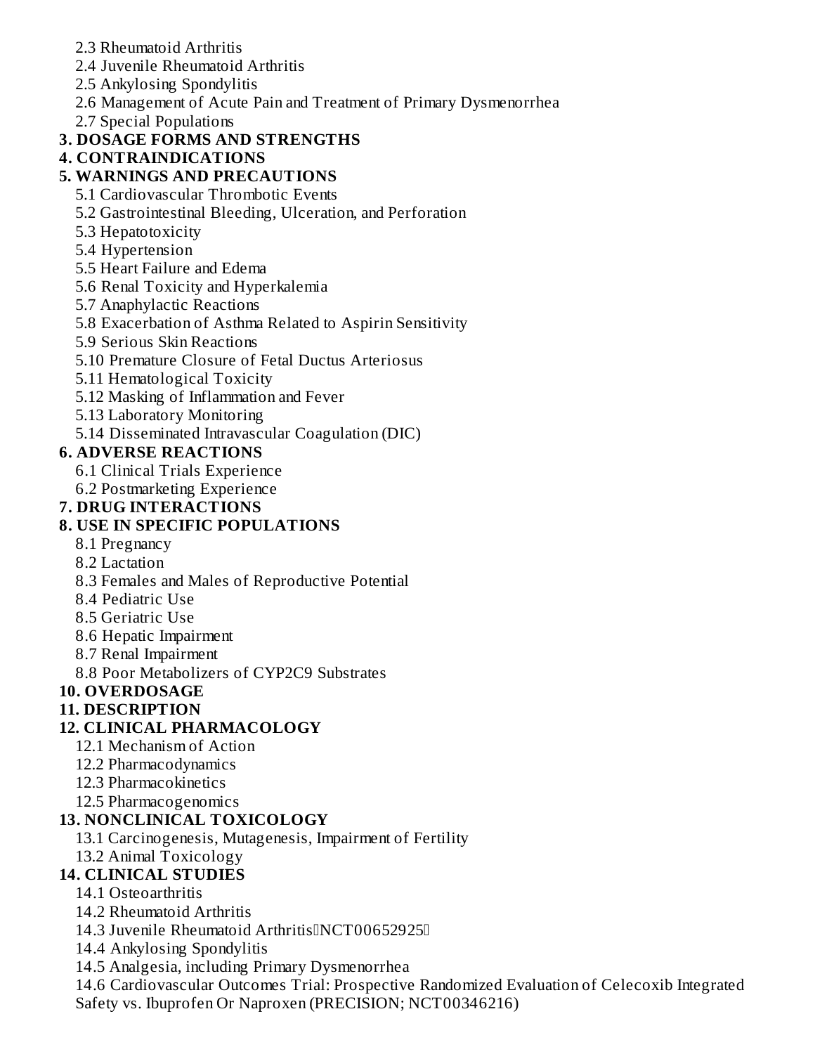- 2.3 Rheumatoid Arthritis
- 2.4 Juvenile Rheumatoid Arthritis
- 2.5 Ankylosing Spondylitis
- 2.6 Management of Acute Pain and Treatment of Primary Dysmenorrhea
- 2.7 Special Populations

**3. DOSAGE FORMS AND STRENGTHS**

**4. CONTRAINDICATIONS**

**5. WARNINGS AND PRECAUTIONS**

- 5.1 Cardiovascular Thrombotic Events
- 5.2 Gastrointestinal Bleeding, Ulceration, and Perforation
- 5.3 Hepatotoxicity
- 5.4 Hypertension
- 5.5 Heart Failure and Edema
- 5.6 Renal Toxicity and Hyperkalemia
- 5.7 Anaphylactic Reactions
- 5.8 Exacerbation of Asthma Related to Aspirin Sensitivity
- 5.9 Serious Skin Reactions
- 5.10 Premature Closure of Fetal Ductus Arteriosus
- 5.11 Hematological Toxicity
- 5.12 Masking of Inflammation and Fever
- 5.13 Laboratory Monitoring
- 5.14 Disseminated Intravascular Coagulation (DIC)

**6. ADVERSE REACTIONS**

- 6.1 Clinical Trials Experience
- 6.2 Postmarketing Experience

**7. DRUG INTERACTIONS**

**8. USE IN SPECIFIC POPULATIONS**

- 8.1 Pregnancy
- 8.2 Lactation
- 8.3 Females and Males of Reproductive Potential
- 8.4 Pediatric Use
- 8.5 Geriatric Use
- 8.6 Hepatic Impairment
- 8.7 Renal Impairment
- 8.8 Poor Metabolizers of CYP2C9 Substrates

**10. OVERDOSAGE**

**11. DESCRIPTION**

**12. CLINICAL PHARMACOLOGY**

- 12.1 Mechanism of Action
- 12.2 Pharmacodynamics
- 12.3 Pharmacokinetics
- 12.5 Pharmacogenomics

**13. NONCLINICAL TOXICOLOGY**

- 13.1 Carcinogenesis, Mutagenesis, Impairment of Fertility
- 13.2 Animal Toxicology

**14. CLINICAL STUDIES**

- 14.1 Osteoarthritis
- 14.2 Rheumatoid Arthritis
- 14.3 Juvenile Rheumatoid Arthritis (NCT00652925)
- 14.4 Ankylosing Spondylitis
- 14.5 Analgesia, including Primary Dysmenorrhea
- 14.6 Cardiovascular Outcomes Trial: Prospective Randomized Evaluation of Celecoxib Integrated Safety vs. Ibuprofen Or Naproxen (PRECISION; NCT00346216)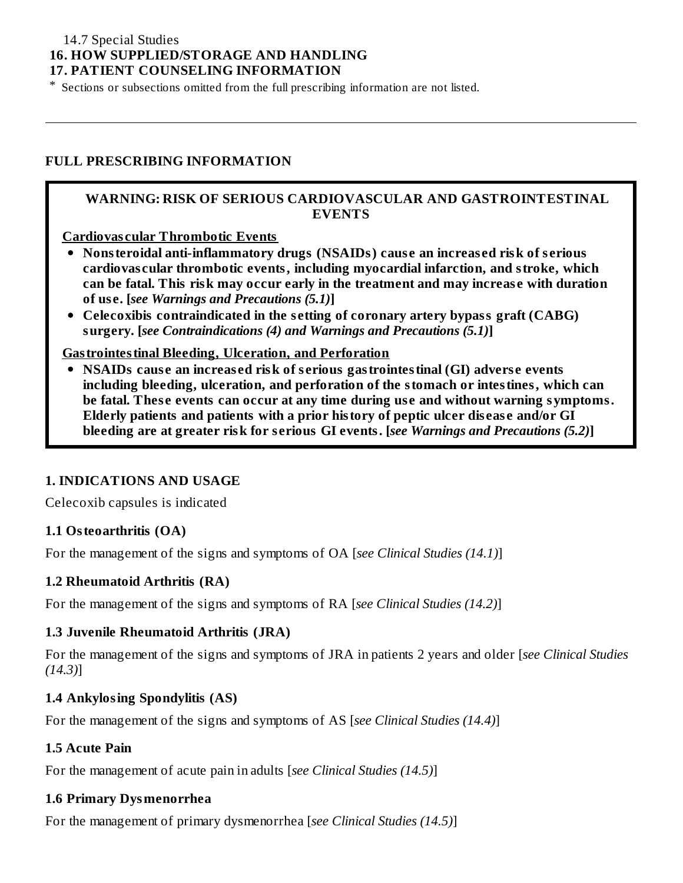14.7 Special Studies

**16. HOW SUPPLIED/STORAGE AND HANDLING**

**17. PATIENT COUNSELING INFORMATION**

* Sections or subsections omitted from the full prescribing information are not listed.

---

## FULL PRESCRIBING INFORMATION

**WARNING: RISK OF SERIOUS CARDIOVASCULAR AND GASTROINTESTINAL EVENTS**

**Cardiovascular Thrombotic Events**

- **Nonsteroidal anti-inflammatory drugs (NSAIDs) cause an increased risk of serious cardiovascular thrombotic events, including myocardial infarction, and stroke, which can be fatal. This risk may occur early in the treatment and may increase with duration of use. [*see Warnings and Precautions (5.1)*]**
- **Celecoxibis contraindicated in the setting of coronary artery bypass graft (CABG) surgery. [*see Contraindications (4) and Warnings and Precautions (5.1)*]**

**Gastrointestinal Bleeding, Ulceration, and Perforation**

- **NSAIDs cause an increased risk of serious gastrointestinal (GI) adverse events including bleeding, ulceration, and perforation of the stomach or intestines, which can be fatal. These events can occur at any time during use and without warning symptoms. Elderly patients and patients with a prior history of peptic ulcer disease and/or GI bleeding are at greater risk for serious GI events. [*see Warnings and Precautions (5.2)*]**

## 1. INDICATIONS AND USAGE

Celecoxib capsules is indicated

### 1.1 Osteoarthritis (OA)

For the management of the signs and symptoms of OA [*see Clinical Studies (14.1)*]

### 1.2 Rheumatoid Arthritis (RA)

For the management of the signs and symptoms of RA [*see Clinical Studies (14.2)*]

### 1.3 Juvenile Rheumatoid Arthritis (JRA)

For the management of the signs and symptoms of JRA in patients 2 years and older [*see Clinical Studies (14.3)*]

### 1.4 Ankylosing Spondylitis (AS)

For the management of the signs and symptoms of AS [*see Clinical Studies (14.4)*]

### 1.5 Acute Pain

For the management of acute pain in adults [*see Clinical Studies (14.5)*]

### 1.6 Primary Dysmenorrhea

For the management of primary dysmenorrhea [*see Clinical Studies (14.5)*]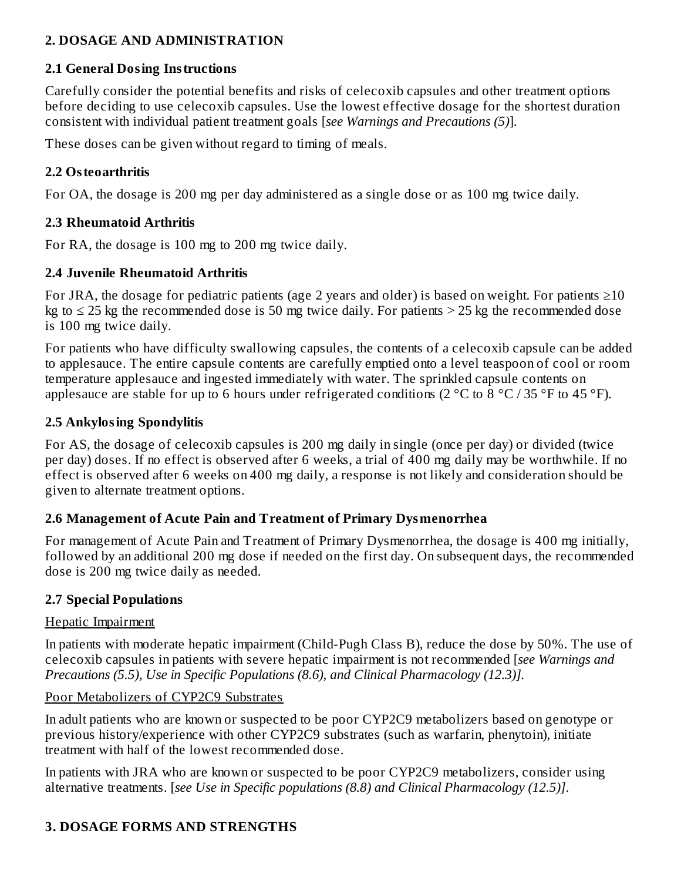## 2. DOSAGE AND ADMINISTRATION

### 2.1 General Dosing Instructions

Carefully consider the potential benefits and risks of celecoxib capsules and other treatment options before deciding to use celecoxib capsules. Use the lowest effective dosage for the shortest duration consistent with individual patient treatment goals [*see Warnings and Precautions (5)*].

These doses can be given without regard to timing of meals.

### 2.2 Osteoarthritis

For OA, the dosage is 200 mg per day administered as a single dose or as 100 mg twice daily.

### 2.3 Rheumatoid Arthritis

For RA, the dosage is 100 mg to 200 mg twice daily.

### 2.4 Juvenile Rheumatoid Arthritis

For JRA, the dosage for pediatric patients (age 2 years and older) is based on weight. For patients ≥10 kg to ≤ 25 kg the recommended dose is 50 mg twice daily. For patients > 25 kg the recommended dose is 100 mg twice daily.

For patients who have difficulty swallowing capsules, the contents of a celecoxib capsule can be added to applesauce. The entire capsule contents are carefully emptied onto a level teaspoon of cool or room temperature applesauce and ingested immediately with water. The sprinkled capsule contents on applesauce are stable for up to 6 hours under refrigerated conditions (2 °C to 8 °C / 35 °F to 45 °F).

### 2.5 Ankylosing Spondylitis

For AS, the dosage of celecoxib capsules is 200 mg daily in single (once per day) or divided (twice per day) doses. If no effect is observed after 6 weeks, a trial of 400 mg daily may be worthwhile. If no effect is observed after 6 weeks on 400 mg daily, a response is not likely and consideration should be given to alternate treatment options.

### 2.6 Management of Acute Pain and Treatment of Primary Dysmenorrhea

For management of Acute Pain and Treatment of Primary Dysmenorrhea, the dosage is 400 mg initially, followed by an additional 200 mg dose if needed on the first day. On subsequent days, the recommended dose is 200 mg twice daily as needed.

### 2.7 Special Populations

Hepatic Impairment

In patients with moderate hepatic impairment (Child-Pugh Class B), reduce the dose by 50%. The use of celecoxib capsules in patients with severe hepatic impairment is not recommended [*see Warnings and Precautions (5.5), Use in Specific Populations (8.6), and Clinical Pharmacology (12.3)]*.

Poor Metabolizers of CYP2C9 Substrates

In adult patients who are known or suspected to be poor CYP2C9 metabolizers based on genotype or previous history/experience with other CYP2C9 substrates (such as warfarin, phenytoin), initiate treatment with half of the lowest recommended dose.

In patients with JRA who are known or suspected to be poor CYP2C9 metabolizers, consider using alternative treatments. [*see Use in Specific populations (8.8) and Clinical Pharmacology (12.5)]*.

## 3. DOSAGE FORMS AND STRENGTHS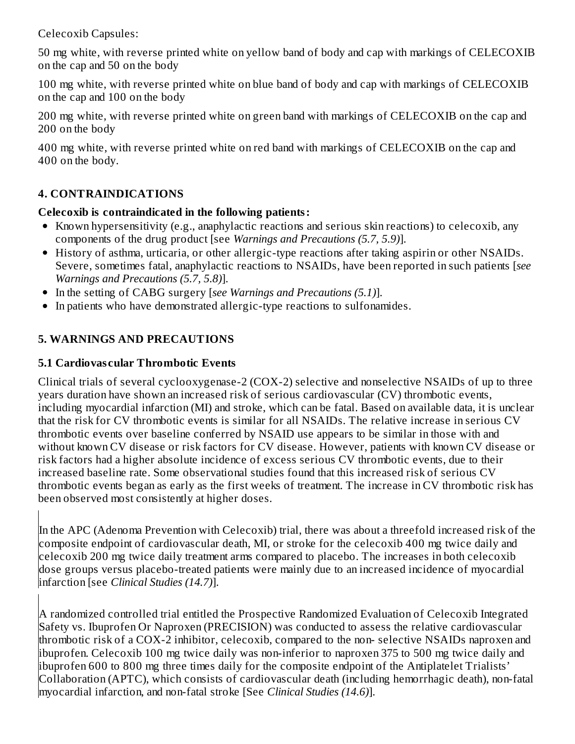Celecoxib Capsules:

50 mg white, with reverse printed white on yellow band of body and cap with markings of CELECOXIB on the cap and 50 on the body

100 mg white, with reverse printed white on blue band of body and cap with markings of CELECOXIB on the cap and 100 on the body

200 mg white, with reverse printed white on green band with markings of CELECOXIB on the cap and 200 on the body

400 mg white, with reverse printed white on red band with markings of CELECOXIB on the cap and 400 on the body.

## 4. CONTRAINDICATIONS

**Celecoxib is contraindicated in the following patients:**

- Known hypersensitivity (e.g., anaphylactic reactions and serious skin reactions) to celecoxib, any components of the drug product [see *Warnings and Precautions (5.7, 5.9)*].
- History of asthma, urticaria, or other allergic-type reactions after taking aspirin or other NSAIDs. Severe, sometimes fatal, anaphylactic reactions to NSAIDs, have been reported in such patients [*see Warnings and Precautions (5.7, 5.8)*].
- In the setting of CABG surgery [*see Warnings and Precautions (5.1)*].
- In patients who have demonstrated allergic-type reactions to sulfonamides.

## 5. WARNINGS AND PRECAUTIONS

### 5.1 Cardiovascular Thrombotic Events

Clinical trials of several cyclooxygenase-2 (COX-2) selective and nonselective NSAIDs of up to three years duration have shown an increased risk of serious cardiovascular (CV) thrombotic events, including myocardial infarction (MI) and stroke, which can be fatal. Based on available data, it is unclear that the risk for CV thrombotic events is similar for all NSAIDs. The relative increase in serious CV thrombotic events over baseline conferred by NSAID use appears to be similar in those with and without known CV disease or risk factors for CV disease. However, patients with known CV disease or risk factors had a higher absolute incidence of excess serious CV thrombotic events, due to their increased baseline rate. Some observational studies found that this increased risk of serious CV thrombotic events began as early as the first weeks of treatment. The increase in CV thrombotic risk has been observed most consistently at higher doses.

In the APC (Adenoma Prevention with Celecoxib) trial, there was about a threefold increased risk of the composite endpoint of cardiovascular death, MI, or stroke for the celecoxib 400 mg twice daily and celecoxib 200 mg twice daily treatment arms compared to placebo. The increases in both celecoxib dose groups versus placebo-treated patients were mainly due to an increased incidence of myocardial infarction [see *Clinical Studies (14.7)*].

A randomized controlled trial entitled the Prospective Randomized Evaluation of Celecoxib Integrated Safety vs. Ibuprofen Or Naproxen (PRECISION) was conducted to assess the relative cardiovascular thrombotic risk of a COX-2 inhibitor, celecoxib, compared to the non- selective NSAIDs naproxen and ibuprofen. Celecoxib 100 mg twice daily was non-inferior to naproxen 375 to 500 mg twice daily and ibuprofen 600 to 800 mg three times daily for the composite endpoint of the Antiplatelet Trialists' Collaboration (APTC), which consists of cardiovascular death (including hemorrhagic death), non-fatal myocardial infarction, and non-fatal stroke [See *Clinical Studies (14.6)*].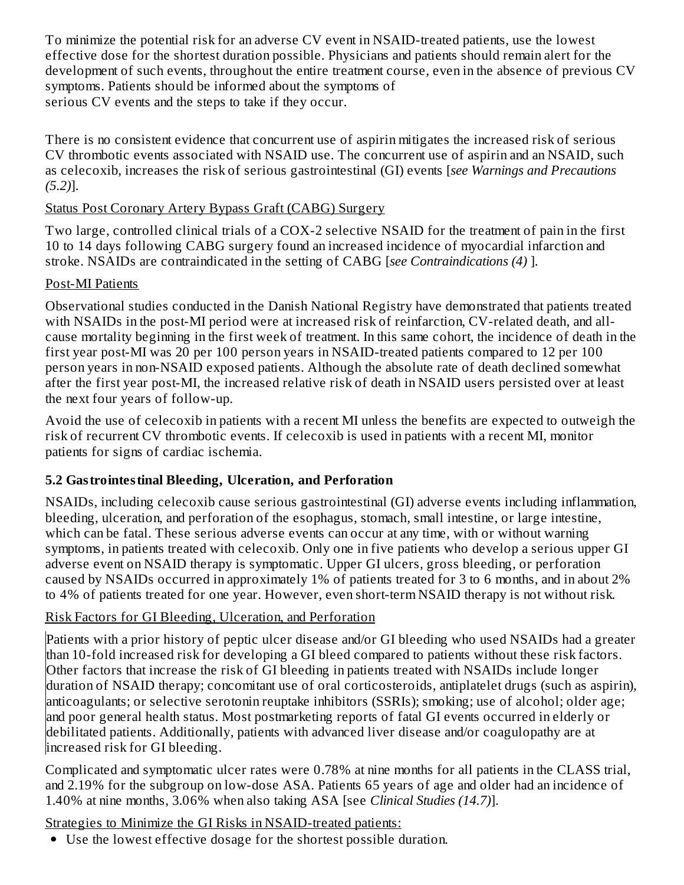To minimize the potential risk for an adverse CV event in NSAID-treated patients, use the lowest effective dose for the shortest duration possible. Physicians and patients should remain alert for the development of such events, throughout the entire treatment course, even in the absence of previous CV symptoms. Patients should be informed about the symptoms of serious CV events and the steps to take if they occur.

There is no consistent evidence that concurrent use of aspirin mitigates the increased risk of serious CV thrombotic events associated with NSAID use. The concurrent use of aspirin and an NSAID, such as celecoxib, increases the risk of serious gastrointestinal (GI) events [*see Warnings and Precautions (5.2)*].

Status Post Coronary Artery Bypass Graft (CABG) Surgery

Two large, controlled clinical trials of a COX-2 selective NSAID for the treatment of pain in the first 10 to 14 days following CABG surgery found an increased incidence of myocardial infarction and stroke. NSAIDs are contraindicated in the setting of CABG [*see Contraindications (4)* ].

Post-MI Patients

Observational studies conducted in the Danish National Registry have demonstrated that patients treated with NSAIDs in the post-MI period were at increased risk of reinfarction, CV-related death, and all-cause mortality beginning in the first week of treatment. In this same cohort, the incidence of death in the first year post-MI was 20 per 100 person years in NSAID-treated patients compared to 12 per 100 person years in non-NSAID exposed patients. Although the absolute rate of death declined somewhat after the first year post-MI, the increased relative risk of death in NSAID users persisted over at least the next four years of follow-up.

Avoid the use of celecoxib in patients with a recent MI unless the benefits are expected to outweigh the risk of recurrent CV thrombotic events. If celecoxib is used in patients with a recent MI, monitor patients for signs of cardiac ischemia.

### 5.2 Gastrointestinal Bleeding, Ulceration, and Perforation

NSAIDs, including celecoxib cause serious gastrointestinal (GI) adverse events including inflammation, bleeding, ulceration, and perforation of the esophagus, stomach, small intestine, or large intestine, which can be fatal. These serious adverse events can occur at any time, with or without warning symptoms, in patients treated with celecoxib. Only one in five patients who develop a serious upper GI adverse event on NSAID therapy is symptomatic. Upper GI ulcers, gross bleeding, or perforation caused by NSAIDs occurred in approximately 1% of patients treated for 3 to 6 months, and in about 2% to 4% of patients treated for one year. However, even short-term NSAID therapy is not without risk.

Risk Factors for GI Bleeding, Ulceration, and Perforation

Patients with a prior history of peptic ulcer disease and/or GI bleeding who used NSAIDs had a greater than 10-fold increased risk for developing a GI bleed compared to patients without these risk factors. Other factors that increase the risk of GI bleeding in patients treated with NSAIDs include longer duration of NSAID therapy; concomitant use of oral corticosteroids, antiplatelet drugs (such as aspirin), anticoagulants; or selective serotonin reuptake inhibitors (SSRIs); smoking; use of alcohol; older age; and poor general health status. Most postmarketing reports of fatal GI events occurred in elderly or debilitated patients. Additionally, patients with advanced liver disease and/or coagulopathy are at increased risk for GI bleeding.

Complicated and symptomatic ulcer rates were 0.78% at nine months for all patients in the CLASS trial, and 2.19% for the subgroup on low-dose ASA. Patients 65 years of age and older had an incidence of 1.40% at nine months, 3.06% when also taking ASA [see *Clinical Studies (14.7)*].

Strategies to Minimize the GI Risks in NSAID-treated patients:

- Use the lowest effective dosage for the shortest possible duration.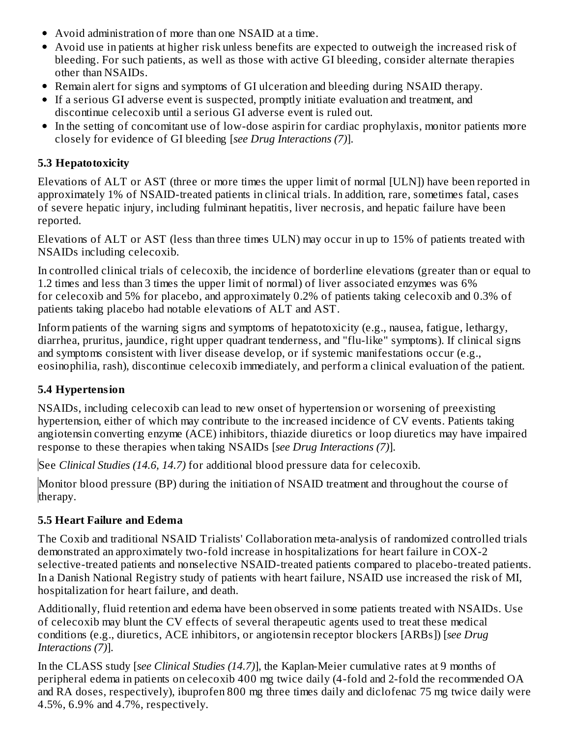- Avoid administration of more than one NSAID at a time.
- Avoid use in patients at higher risk unless benefits are expected to outweigh the increased risk of bleeding. For such patients, as well as those with active GI bleeding, consider alternate therapies other than NSAIDs.
- Remain alert for signs and symptoms of GI ulceration and bleeding during NSAID therapy.
- If a serious GI adverse event is suspected, promptly initiate evaluation and treatment, and discontinue celecoxib until a serious GI adverse event is ruled out.
- In the setting of concomitant use of low-dose aspirin for cardiac prophylaxis, monitor patients more closely for evidence of GI bleeding [*see Drug Interactions (7)*].

### 5.3 Hepatotoxicity

Elevations of ALT or AST (three or more times the upper limit of normal [ULN]) have been reported in approximately 1% of NSAID-treated patients in clinical trials. In addition, rare, sometimes fatal, cases of severe hepatic injury, including fulminant hepatitis, liver necrosis, and hepatic failure have been reported.

Elevations of ALT or AST (less than three times ULN) may occur in up to 15% of patients treated with NSAIDs including celecoxib.

In controlled clinical trials of celecoxib, the incidence of borderline elevations (greater than or equal to 1.2 times and less than 3 times the upper limit of normal) of liver associated enzymes was 6% for celecoxib and 5% for placebo, and approximately 0.2% of patients taking celecoxib and 0.3% of patients taking placebo had notable elevations of ALT and AST.

Inform patients of the warning signs and symptoms of hepatotoxicity (e.g., nausea, fatigue, lethargy, diarrhea, pruritus, jaundice, right upper quadrant tenderness, and "flu-like" symptoms). If clinical signs and symptoms consistent with liver disease develop, or if systemic manifestations occur (e.g., eosinophilia, rash), discontinue celecoxib immediately, and perform a clinical evaluation of the patient.

### 5.4 Hypertension

NSAIDs, including celecoxib can lead to new onset of hypertension or worsening of preexisting hypertension, either of which may contribute to the increased incidence of CV events. Patients taking angiotensin converting enzyme (ACE) inhibitors, thiazide diuretics or loop diuretics may have impaired response to these therapies when taking NSAIDs [*see Drug Interactions (7)*].

See *Clinical Studies (14.6, 14.7)* for additional blood pressure data for celecoxib.

Monitor blood pressure (BP) during the initiation of NSAID treatment and throughout the course of therapy.

### 5.5 Heart Failure and Edema

The Coxib and traditional NSAID Trialists' Collaboration meta-analysis of randomized controlled trials demonstrated an approximately two-fold increase in hospitalizations for heart failure in COX-2 selective-treated patients and nonselective NSAID-treated patients compared to placebo-treated patients. In a Danish National Registry study of patients with heart failure, NSAID use increased the risk of MI, hospitalization for heart failure, and death.

Additionally, fluid retention and edema have been observed in some patients treated with NSAIDs. Use of celecoxib may blunt the CV effects of several therapeutic agents used to treat these medical conditions (e.g., diuretics, ACE inhibitors, or angiotensin receptor blockers [ARBs]) [*see Drug Interactions (7)*].

In the CLASS study [*see Clinical Studies (14.7)*], the Kaplan-Meier cumulative rates at 9 months of peripheral edema in patients on celecoxib 400 mg twice daily (4-fold and 2-fold the recommended OA and RA doses, respectively), ibuprofen 800 mg three times daily and diclofenac 75 mg twice daily were 4.5%, 6.9% and 4.7%, respectively.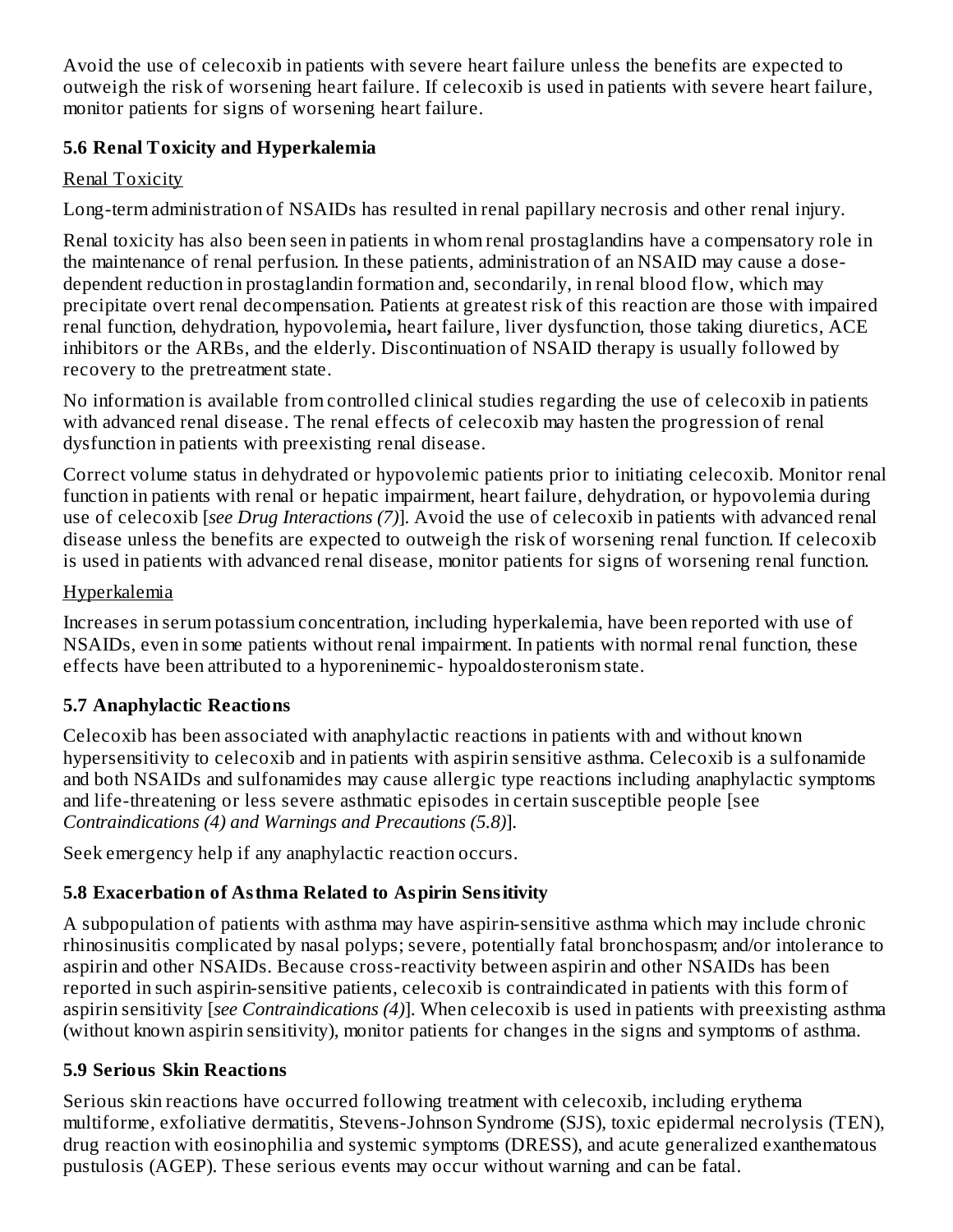Avoid the use of celecoxib in patients with severe heart failure unless the benefits are expected to outweigh the risk of worsening heart failure. If celecoxib is used in patients with severe heart failure, monitor patients for signs of worsening heart failure.

### 5.6 Renal Toxicity and Hyperkalemia

Renal Toxicity

Long-term administration of NSAIDs has resulted in renal papillary necrosis and other renal injury.

Renal toxicity has also been seen in patients in whom renal prostaglandins have a compensatory role in the maintenance of renal perfusion. In these patients, administration of an NSAID may cause a dose-dependent reduction in prostaglandin formation and, secondarily, in renal blood flow, which may precipitate overt renal decompensation. Patients at greatest risk of this reaction are those with impaired renal function, dehydration, hypovolemia, heart failure, liver dysfunction, those taking diuretics, ACE inhibitors or the ARBs, and the elderly. Discontinuation of NSAID therapy is usually followed by recovery to the pretreatment state.

No information is available from controlled clinical studies regarding the use of celecoxib in patients with advanced renal disease. The renal effects of celecoxib may hasten the progression of renal dysfunction in patients with preexisting renal disease.

Correct volume status in dehydrated or hypovolemic patients prior to initiating celecoxib. Monitor renal function in patients with renal or hepatic impairment, heart failure, dehydration, or hypovolemia during use of celecoxib [*see Drug Interactions (7)*]. Avoid the use of celecoxib in patients with advanced renal disease unless the benefits are expected to outweigh the risk of worsening renal function. If celecoxib is used in patients with advanced renal disease, monitor patients for signs of worsening renal function.

Hyperkalemia

Increases in serum potassium concentration, including hyperkalemia, have been reported with use of NSAIDs, even in some patients without renal impairment. In patients with normal renal function, these effects have been attributed to a hyporeninemic- hypoaldosteronism state.

### 5.7 Anaphylactic Reactions

Celecoxib has been associated with anaphylactic reactions in patients with and without known hypersensitivity to celecoxib and in patients with aspirin sensitive asthma. Celecoxib is a sulfonamide and both NSAIDs and sulfonamides may cause allergic type reactions including anaphylactic symptoms and life-threatening or less severe asthmatic episodes in certain susceptible people [see *Contraindications (4) and Warnings and Precautions (5.8)*].

Seek emergency help if any anaphylactic reaction occurs.

### 5.8 Exacerbation of Asthma Related to Aspirin Sensitivity

A subpopulation of patients with asthma may have aspirin-sensitive asthma which may include chronic rhinosinusitis complicated by nasal polyps; severe, potentially fatal bronchospasm; and/or intolerance to aspirin and other NSAIDs. Because cross-reactivity between aspirin and other NSAIDs has been reported in such aspirin-sensitive patients, celecoxib is contraindicated in patients with this form of aspirin sensitivity [*see Contraindications (4)*]. When celecoxib is used in patients with preexisting asthma (without known aspirin sensitivity), monitor patients for changes in the signs and symptoms of asthma.

### 5.9 Serious Skin Reactions

Serious skin reactions have occurred following treatment with celecoxib, including erythema multiforme, exfoliative dermatitis, Stevens-Johnson Syndrome (SJS), toxic epidermal necrolysis (TEN), drug reaction with eosinophilia and systemic symptoms (DRESS), and acute generalized exanthematous pustulosis (AGEP). These serious events may occur without warning and can be fatal.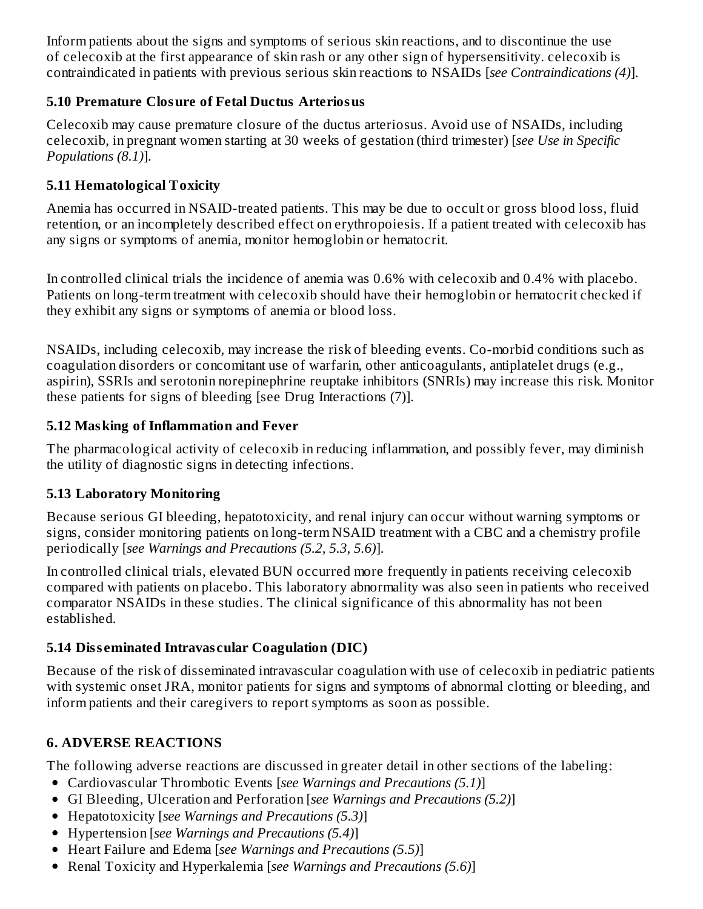Inform patients about the signs and symptoms of serious skin reactions, and to discontinue the use of celecoxib at the first appearance of skin rash or any other sign of hypersensitivity. celecoxib is contraindicated in patients with previous serious skin reactions to NSAIDs [*see Contraindications (4)*].

### 5.10 Premature Closure of Fetal Ductus Arteriosus

Celecoxib may cause premature closure of the ductus arteriosus. Avoid use of NSAIDs, including celecoxib, in pregnant women starting at 30 weeks of gestation (third trimester) [*see Use in Specific Populations (8.1)*].

### 5.11 Hematological Toxicity

Anemia has occurred in NSAID-treated patients. This may be due to occult or gross blood loss, fluid retention, or an incompletely described effect on erythropoiesis. If a patient treated with celecoxib has any signs or symptoms of anemia, monitor hemoglobin or hematocrit.

In controlled clinical trials the incidence of anemia was 0.6% with celecoxib and 0.4% with placebo. Patients on long-term treatment with celecoxib should have their hemoglobin or hematocrit checked if they exhibit any signs or symptoms of anemia or blood loss.

NSAIDs, including celecoxib, may increase the risk of bleeding events. Co-morbid conditions such as coagulation disorders or concomitant use of warfarin, other anticoagulants, antiplatelet drugs (e.g., aspirin), SSRIs and serotonin norepinephrine reuptake inhibitors (SNRIs) may increase this risk. Monitor these patients for signs of bleeding [see Drug Interactions (7)].

### 5.12 Masking of Inflammation and Fever

The pharmacological activity of celecoxib in reducing inflammation, and possibly fever, may diminish the utility of diagnostic signs in detecting infections.

### 5.13 Laboratory Monitoring

Because serious GI bleeding, hepatotoxicity, and renal injury can occur without warning symptoms or signs, consider monitoring patients on long-term NSAID treatment with a CBC and a chemistry profile periodically [*see Warnings and Precautions (5.2, 5.3, 5.6)*].

In controlled clinical trials, elevated BUN occurred more frequently in patients receiving celecoxib compared with patients on placebo. This laboratory abnormality was also seen in patients who received comparator NSAIDs in these studies. The clinical significance of this abnormality has not been established.

### 5.14 Disseminated Intravascular Coagulation (DIC)

Because of the risk of disseminated intravascular coagulation with use of celecoxib in pediatric patients with systemic onset JRA, monitor patients for signs and symptoms of abnormal clotting or bleeding, and inform patients and their caregivers to report symptoms as soon as possible.

## 6. ADVERSE REACTIONS

The following adverse reactions are discussed in greater detail in other sections of the labeling:

- Cardiovascular Thrombotic Events [*see Warnings and Precautions (5.1)*]
- GI Bleeding, Ulceration and Perforation [*see Warnings and Precautions (5.2)*]
- Hepatotoxicity [*see Warnings and Precautions (5.3)*]
- Hypertension [*see Warnings and Precautions (5.4)*]
- Heart Failure and Edema [*see Warnings and Precautions (5.5)*]
- Renal Toxicity and Hyperkalemia [*see Warnings and Precautions (5.6)*]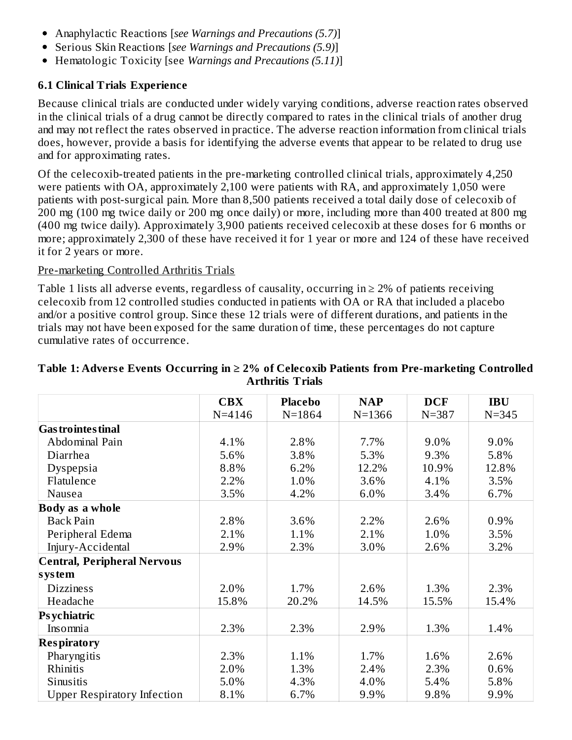- Anaphylactic Reactions [*see Warnings and Precautions (5.7)*]
- Serious Skin Reactions [*see Warnings and Precautions (5.9)*]
- Hematologic Toxicity [see *Warnings and Precautions (5.11)*]

### 6.1 Clinical Trials Experience

Because clinical trials are conducted under widely varying conditions, adverse reaction rates observed in the clinical trials of a drug cannot be directly compared to rates in the clinical trials of another drug and may not reflect the rates observed in practice. The adverse reaction information from clinical trials does, however, provide a basis for identifying the adverse events that appear to be related to drug use and for approximating rates.

Of the celecoxib-treated patients in the pre-marketing controlled clinical trials, approximately 4,250 were patients with OA, approximately 2,100 were patients with RA, and approximately 1,050 were patients with post-surgical pain. More than 8,500 patients received a total daily dose of celecoxib of 200 mg (100 mg twice daily or 200 mg once daily) or more, including more than 400 treated at 800 mg (400 mg twice daily). Approximately 3,900 patients received celecoxib at these doses for 6 months or more; approximately 2,300 of these have received it for 1 year or more and 124 of these have received it for 2 years or more.

Pre-marketing Controlled Arthritis Trials

Table 1 lists all adverse events, regardless of causality, occurring in ≥ 2% of patients receiving celecoxib from 12 controlled studies conducted in patients with OA or RA that included a placebo and/or a positive control group. Since these 12 trials were of different durations, and patients in the trials may not have been exposed for the same duration of time, these percentages do not capture cumulative rates of occurrence.

**Table 1: Adverse Events Occurring in ≥ 2% of Celecoxib Patients from Pre-marketing Controlled Arthritis Trials**

| | **CBX** N=4146 | **Placebo** N=1864 | **NAP** N=1366 | **DCF** N=387 | **IBU** N=345 |
|---|---|---|---|---|---|
| **Gastrointestinal** | | | | | |
| Abdominal Pain | 4.1% | 2.8% | 7.7% | 9.0% | 9.0% |
| Diarrhea | 5.6% | 3.8% | 5.3% | 9.3% | 5.8% |
| Dyspepsia | 8.8% | 6.2% | 12.2% | 10.9% | 12.8% |
| Flatulence | 2.2% | 1.0% | 3.6% | 4.1% | 3.5% |
| Nausea | 3.5% | 4.2% | 6.0% | 3.4% | 6.7% |
| **Body as a whole** | | | | | |
| Back Pain | 2.8% | 3.6% | 2.2% | 2.6% | 0.9% |
| Peripheral Edema | 2.1% | 1.1% | 2.1% | 1.0% | 3.5% |
| Injury-Accidental | 2.9% | 2.3% | 3.0% | 2.6% | 3.2% |
| **Central, Peripheral Nervous system** | | | | | |
| Dizziness | 2.0% | 1.7% | 2.6% | 1.3% | 2.3% |
| Headache | 15.8% | 20.2% | 14.5% | 15.5% | 15.4% |
| **Psychiatric** | | | | | |
| Insomnia | 2.3% | 2.3% | 2.9% | 1.3% | 1.4% |
| **Respiratory** | | | | | |
| Pharyngitis | 2.3% | 1.1% | 1.7% | 1.6% | 2.6% |
| Rhinitis | 2.0% | 1.3% | 2.4% | 2.3% | 0.6% |
| Sinusitis | 5.0% | 4.3% | 4.0% | 5.4% | 5.8% |
| Upper Respiratory Infection | 8.1% | 6.7% | 9.9% | 9.8% | 9.9% |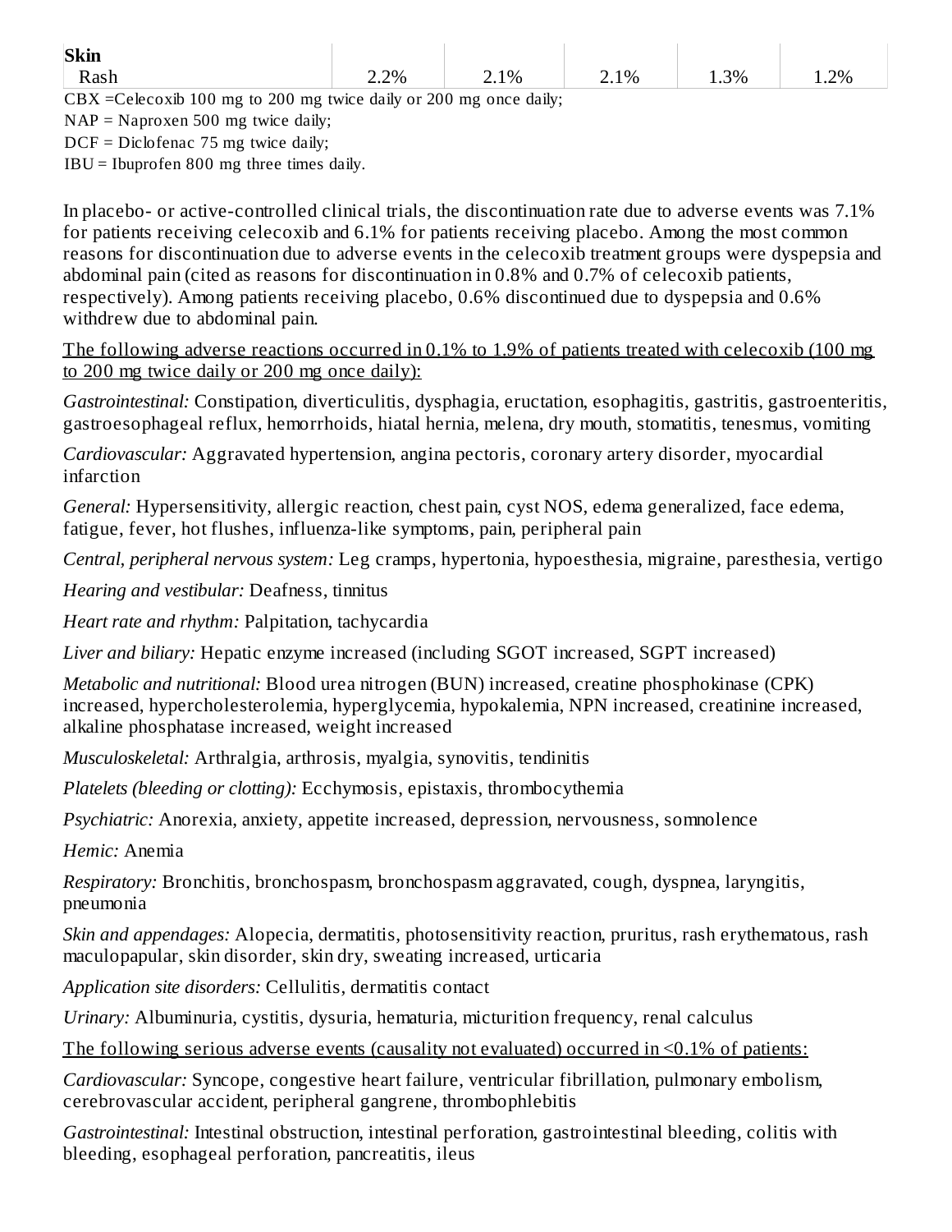| | | | | | |
|---|---|---|---|---|---|
| **Skin** | | | | | |
| Rash | 2.2% | 2.1% | 2.1% | 1.3% | 1.2% |

CBX =Celecoxib 100 mg to 200 mg twice daily or 200 mg once daily;

NAP = Naproxen 500 mg twice daily;

DCF = Diclofenac 75 mg twice daily;

IBU = Ibuprofen 800 mg three times daily.

In placebo- or active-controlled clinical trials, the discontinuation rate due to adverse events was 7.1% for patients receiving celecoxib and 6.1% for patients receiving placebo. Among the most common reasons for discontinuation due to adverse events in the celecoxib treatment groups were dyspepsia and abdominal pain (cited as reasons for discontinuation in 0.8% and 0.7% of celecoxib patients, respectively). Among patients receiving placebo, 0.6% discontinued due to dyspepsia and 0.6% withdrew due to abdominal pain.

<u>The following adverse reactions occurred in 0.1% to 1.9% of patients treated with celecoxib (100 mg to 200 mg twice daily or 200 mg once daily):</u>

*Gastrointestinal:* Constipation, diverticulitis, dysphagia, eructation, esophagitis, gastritis, gastroenteritis, gastroesophageal reflux, hemorrhoids, hiatal hernia, melena, dry mouth, stomatitis, tenesmus, vomiting

*Cardiovascular:* Aggravated hypertension, angina pectoris, coronary artery disorder, myocardial infarction

*General:* Hypersensitivity, allergic reaction, chest pain, cyst NOS, edema generalized, face edema, fatigue, fever, hot flushes, influenza-like symptoms, pain, peripheral pain

*Central, peripheral nervous system:* Leg cramps, hypertonia, hypoesthesia, migraine, paresthesia, vertigo

*Hearing and vestibular:* Deafness, tinnitus

*Heart rate and rhythm:* Palpitation, tachycardia

*Liver and biliary:* Hepatic enzyme increased (including SGOT increased, SGPT increased)

*Metabolic and nutritional:* Blood urea nitrogen (BUN) increased, creatine phosphokinase (CPK) increased, hypercholesterolemia, hyperglycemia, hypokalemia, NPN increased, creatinine increased, alkaline phosphatase increased, weight increased

*Musculoskeletal:* Arthralgia, arthrosis, myalgia, synovitis, tendinitis

*Platelets (bleeding or clotting):* Ecchymosis, epistaxis, thrombocythemia

*Psychiatric:* Anorexia, anxiety, appetite increased, depression, nervousness, somnolence

*Hemic:* Anemia

*Respiratory:* Bronchitis, bronchospasm, bronchospasm aggravated, cough, dyspnea, laryngitis, pneumonia

*Skin and appendages:* Alopecia, dermatitis, photosensitivity reaction, pruritus, rash erythematous, rash maculopapular, skin disorder, skin dry, sweating increased, urticaria

*Application site disorders:* Cellulitis, dermatitis contact

*Urinary:* Albuminuria, cystitis, dysuria, hematuria, micturition frequency, renal calculus

<u>The following serious adverse events (causality not evaluated) occurred in <0.1% of patients:</u>

*Cardiovascular:* Syncope, congestive heart failure, ventricular fibrillation, pulmonary embolism, cerebrovascular accident, peripheral gangrene, thrombophlebitis

*Gastrointestinal:* Intestinal obstruction, intestinal perforation, gastrointestinal bleeding, colitis with bleeding, esophageal perforation, pancreatitis, ileus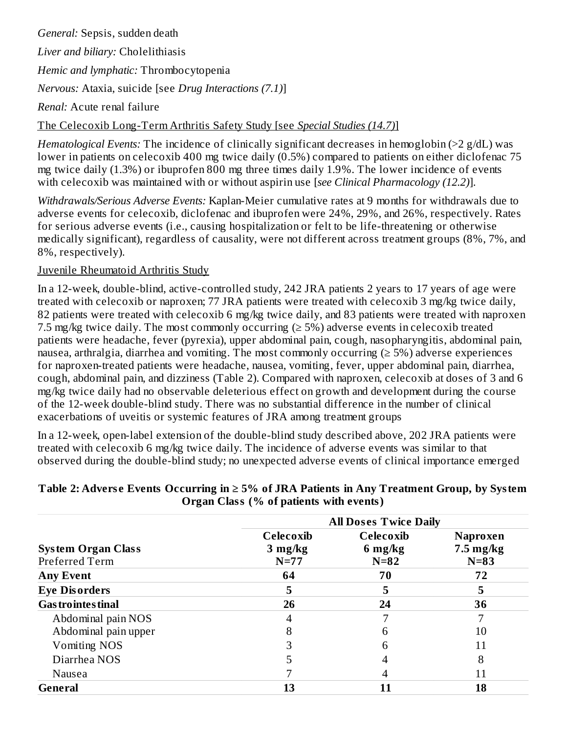*General:* Sepsis, sudden death

*Liver and biliary:* Cholelithiasis

*Hemic and lymphatic:* Thrombocytopenia

*Nervous:* Ataxia, suicide [see *Drug Interactions (7.1)*]

*Renal:* Acute renal failure

The Celecoxib Long-Term Arthritis Safety Study [see *Special Studies (14.7)*]

*Hematological Events:* The incidence of clinically significant decreases in hemoglobin (>2 g/dL) was lower in patients on celecoxib 400 mg twice daily (0.5%) compared to patients on either diclofenac 75 mg twice daily (1.3%) or ibuprofen 800 mg three times daily 1.9%. The lower incidence of events with celecoxib was maintained with or without aspirin use [*see Clinical Pharmacology (12.2)*].

*Withdrawals/Serious Adverse Events:* Kaplan-Meier cumulative rates at 9 months for withdrawals due to adverse events for celecoxib, diclofenac and ibuprofen were 24%, 29%, and 26%, respectively. Rates for serious adverse events (i.e., causing hospitalization or felt to be life-threatening or otherwise medically significant), regardless of causality, were not different across treatment groups (8%, 7%, and 8%, respectively).

Juvenile Rheumatoid Arthritis Study

In a 12-week, double-blind, active-controlled study, 242 JRA patients 2 years to 17 years of age were treated with celecoxib or naproxen; 77 JRA patients were treated with celecoxib 3 mg/kg twice daily, 82 patients were treated with celecoxib 6 mg/kg twice daily, and 83 patients were treated with naproxen 7.5 mg/kg twice daily. The most commonly occurring (≥ 5%) adverse events in celecoxib treated patients were headache, fever (pyrexia), upper abdominal pain, cough, nasopharyngitis, abdominal pain, nausea, arthralgia, diarrhea and vomiting. The most commonly occurring (≥ 5%) adverse experiences for naproxen-treated patients were headache, nausea, vomiting, fever, upper abdominal pain, diarrhea, cough, abdominal pain, and dizziness (Table 2). Compared with naproxen, celecoxib at doses of 3 and 6 mg/kg twice daily had no observable deleterious effect on growth and development during the course of the 12-week double-blind study. There was no substantial difference in the number of clinical exacerbations of uveitis or systemic features of JRA among treatment groups

In a 12-week, open-label extension of the double-blind study described above, 202 JRA patients were treated with celecoxib 6 mg/kg twice daily. The incidence of adverse events was similar to that observed during the double-blind study; no unexpected adverse events of clinical importance emerged

**Table 2: Adverse Events Occurring in ≥ 5% of JRA Patients in Any Treatment Group, by System Organ Class (% of patients with events)**

| | **All Doses Twice Daily** | | |
|---|---|---|---|
| **System Organ Class**<br>Preferred Term | **Celecoxib 3 mg/kg N=77** | **Celecoxib 6 mg/kg N=82** | **Naproxen 7.5 mg/kg N=83** |
| **Any Event** | **64** | **70** | **72** |
| **Eye Disorders** | **5** | **5** | **5** |
| **Gastrointestinal** | **26** | **24** | **36** |
| Abdominal pain NOS | 4 | 7 | 7 |
| Abdominal pain upper | 8 | 6 | 10 |
| Vomiting NOS | 3 | 6 | 11 |
| Diarrhea NOS | 5 | 4 | 8 |
| Nausea | 7 | 4 | 11 |
| **General** | **13** | **11** | **18** |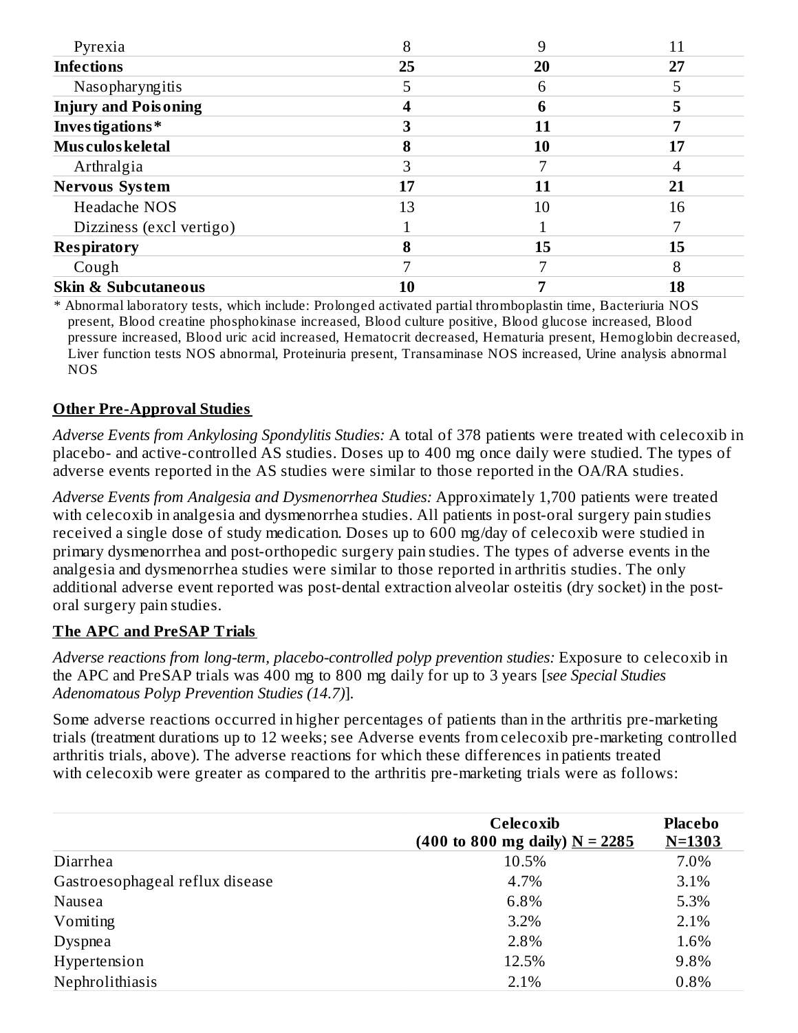| | | | |
|---|---|---|---|
| Pyrexia | 8 | 9 | 11 |
| **Infections** | **25** | **20** | **27** |
| Nasopharyngitis | 5 | 6 | 5 |
| **Injury and Poisoning** | **4** | **6** | **5** |
| **Investigations*** | **3** | **11** | **7** |
| **Musculoskeletal** | **8** | **10** | **17** |
| Arthralgia | 3 | 7 | 4 |
| **Nervous System** | **17** | **11** | **21** |
| Headache NOS | 13 | 10 | 16 |
| Dizziness (excl vertigo) | 1 | 1 | 7 |
| **Respiratory** | **8** | **15** | **15** |
| Cough | 7 | 7 | 8 |
| **Skin & Subcutaneous** | **10** | **7** | **18** |

* Abnormal laboratory tests, which include: Prolonged activated partial thromboplastin time, Bacteriuria NOS present, Blood creatine phosphokinase increased, Blood culture positive, Blood glucose increased, Blood pressure increased, Blood uric acid increased, Hematocrit decreased, Hematuria present, Hemoglobin decreased, Liver function tests NOS abnormal, Proteinuria present, Transaminase NOS increased, Urine analysis abnormal NOS

**Other Pre-Approval Studies**

*Adverse Events from Ankylosing Spondylitis Studies:* A total of 378 patients were treated with celecoxib in placebo- and active-controlled AS studies. Doses up to 400 mg once daily were studied. The types of adverse events reported in the AS studies were similar to those reported in the OA/RA studies.

*Adverse Events from Analgesia and Dysmenorrhea Studies:* Approximately 1,700 patients were treated with celecoxib in analgesia and dysmenorrhea studies. All patients in post-oral surgery pain studies received a single dose of study medication. Doses up to 600 mg/day of celecoxib were studied in primary dysmenorrhea and post-orthopedic surgery pain studies. The types of adverse events in the analgesia and dysmenorrhea studies were similar to those reported in arthritis studies. The only additional adverse event reported was post-dental extraction alveolar osteitis (dry socket) in the post-oral surgery pain studies.

**The APC and PreSAP Trials**

*Adverse reactions from long-term, placebo-controlled polyp prevention studies:* Exposure to celecoxib in the APC and PreSAP trials was 400 mg to 800 mg daily for up to 3 years [*see Special Studies Adenomatous Polyp Prevention Studies (14.7)*].

Some adverse reactions occurred in higher percentages of patients than in the arthritis pre-marketing trials (treatment durations up to 12 weeks; see Adverse events from celecoxib pre-marketing controlled arthritis trials, above). The adverse reactions for which these differences in patients treated with celecoxib were greater as compared to the arthritis pre-marketing trials were as follows:

| | Celecoxib (400 to 800 mg daily) N = 2285 | Placebo N=1303 |
|---|---|---|
| Diarrhea | 10.5% | 7.0% |
| Gastroesophageal reflux disease | 4.7% | 3.1% |
| Nausea | 6.8% | 5.3% |
| Vomiting | 3.2% | 2.1% |
| Dyspnea | 2.8% | 1.6% |
| Hypertension | 12.5% | 9.8% |
| Nephrolithiasis | 2.1% | 0.8% |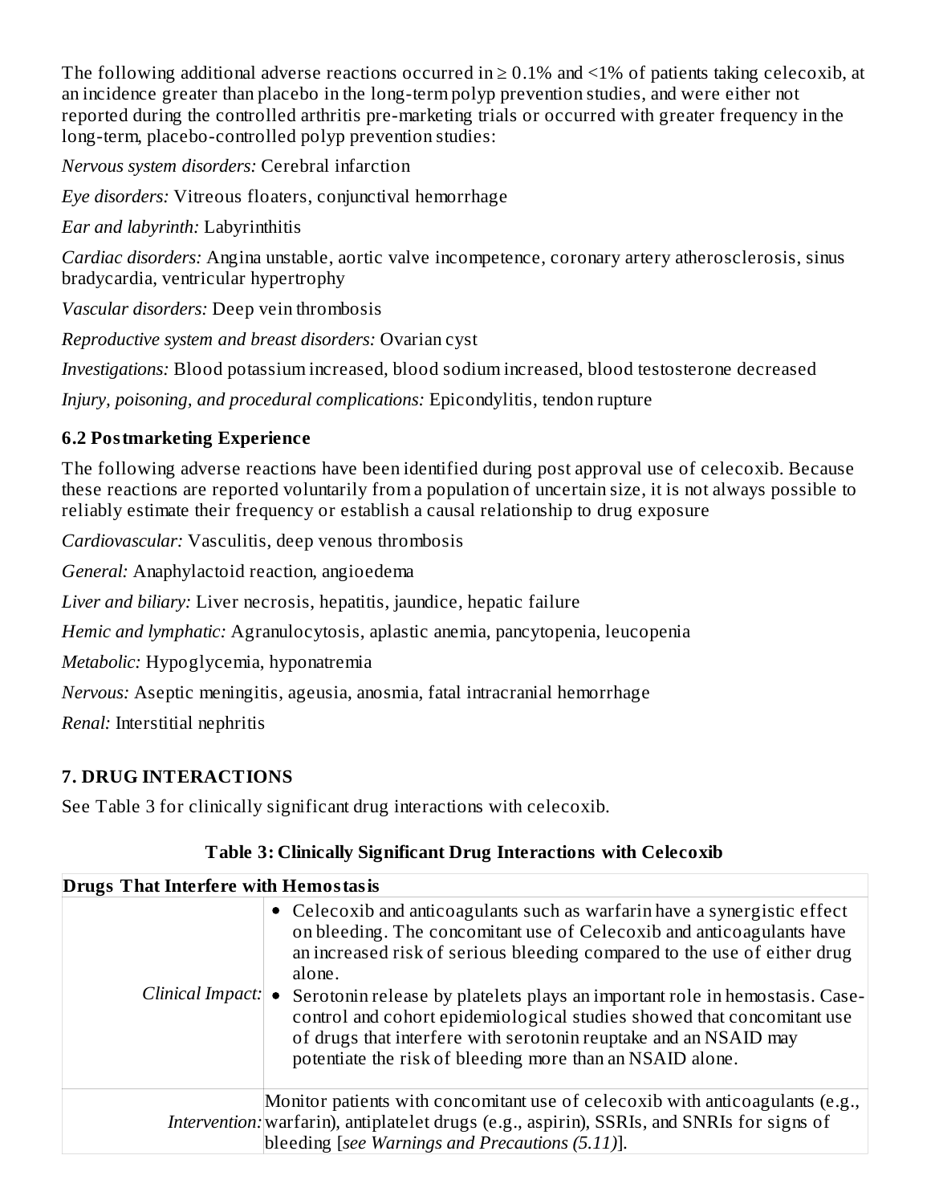The following additional adverse reactions occurred in ≥ 0.1% and <1% of patients taking celecoxib, at an incidence greater than placebo in the long-term polyp prevention studies, and were either not reported during the controlled arthritis pre-marketing trials or occurred with greater frequency in the long-term, placebo-controlled polyp prevention studies:

*Nervous system disorders:* Cerebral infarction

*Eye disorders:* Vitreous floaters, conjunctival hemorrhage

*Ear and labyrinth:* Labyrinthitis

*Cardiac disorders:* Angina unstable, aortic valve incompetence, coronary artery atherosclerosis, sinus bradycardia, ventricular hypertrophy

*Vascular disorders:* Deep vein thrombosis

*Reproductive system and breast disorders:* Ovarian cyst

*Investigations:* Blood potassium increased, blood sodium increased, blood testosterone decreased

*Injury, poisoning, and procedural complications:* Epicondylitis, tendon rupture

### 6.2 Postmarketing Experience

The following adverse reactions have been identified during post approval use of celecoxib. Because these reactions are reported voluntarily from a population of uncertain size, it is not always possible to reliably estimate their frequency or establish a causal relationship to drug exposure

*Cardiovascular:* Vasculitis, deep venous thrombosis

*General:* Anaphylactoid reaction, angioedema

*Liver and biliary:* Liver necrosis, hepatitis, jaundice, hepatic failure

*Hemic and lymphatic:* Agranulocytosis, aplastic anemia, pancytopenia, leucopenia

*Metabolic:* Hypoglycemia, hyponatremia

*Nervous:* Aseptic meningitis, ageusia, anosmia, fatal intracranial hemorrhage

*Renal:* Interstitial nephritis

## 7. DRUG INTERACTIONS

See Table 3 for clinically significant drug interactions with celecoxib.

**Table 3: Clinically Significant Drug Interactions with Celecoxib**

| **Drugs That Interfere with Hemostasis** | |
|---|---|
| *Clinical Impact:* | • Celecoxib and anticoagulants such as warfarin have a synergistic effect on bleeding. The concomitant use of Celecoxib and anticoagulants have an increased risk of serious bleeding compared to the use of either drug alone.<br>• Serotonin release by platelets plays an important role in hemostasis. Case-control and cohort epidemiological studies showed that concomitant use of drugs that interfere with serotonin reuptake and an NSAID may potentiate the risk of bleeding more than an NSAID alone. |
| *Intervention:* | Monitor patients with concomitant use of celecoxib with anticoagulants (e.g., warfarin), antiplatelet drugs (e.g., aspirin), SSRIs, and SNRIs for signs of bleeding [*see Warnings and Precautions (5.11)*]. |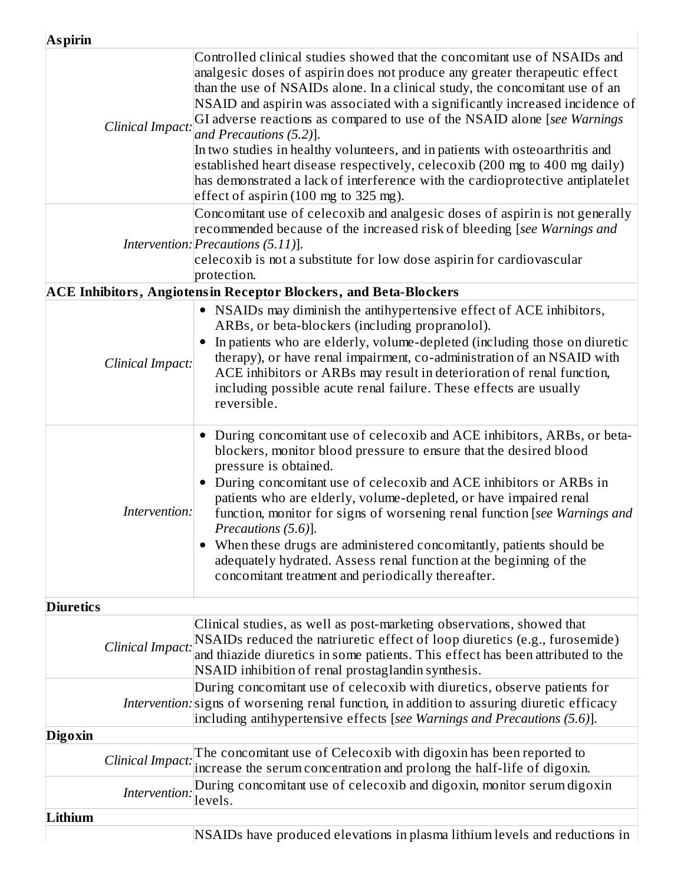| | |
|---|---|
| **Aspirin** | |
| *Clinical Impact:* | Controlled clinical studies showed that the concomitant use of NSAIDs and analgesic doses of aspirin does not produce any greater therapeutic effect than the use of NSAIDs alone. In a clinical study, the concomitant use of an NSAID and aspirin was associated with a significantly increased incidence of GI adverse reactions as compared to use of the NSAID alone [*see Warnings and Precautions (5.2)*].<br>In two studies in healthy volunteers, and in patients with osteoarthritis and established heart disease respectively, celecoxib (200 mg to 400 mg daily) has demonstrated a lack of interference with the cardioprotective antiplatelet effect of aspirin (100 mg to 325 mg). |
| *Intervention:* | Concomitant use of celecoxib and analgesic doses of aspirin is not generally recommended because of the increased risk of bleeding [*see Warnings and Precautions (5.11)*].<br>celecoxib is not a substitute for low dose aspirin for cardiovascular protection. |
| **ACE Inhibitors, Angiotensin Receptor Blockers, and Beta-Blockers** | |
| *Clinical Impact:* | • NSAIDs may diminish the antihypertensive effect of ACE inhibitors, ARBs, or beta-blockers (including propranolol).<br>• In patients who are elderly, volume-depleted (including those on diuretic therapy), or have renal impairment, co-administration of an NSAID with ACE inhibitors or ARBs may result in deterioration of renal function, including possible acute renal failure. These effects are usually reversible. |
| *Intervention:* | • During concomitant use of celecoxib and ACE inhibitors, ARBs, or beta-blockers, monitor blood pressure to ensure that the desired blood pressure is obtained.<br>• During concomitant use of celecoxib and ACE inhibitors or ARBs in patients who are elderly, volume-depleted, or have impaired renal function, monitor for signs of worsening renal function [*see Warnings and Precautions (5.6)*].<br>• When these drugs are administered concomitantly, patients should be adequately hydrated. Assess renal function at the beginning of the concomitant treatment and periodically thereafter. |
| **Diuretics** | |
| *Clinical Impact:* | Clinical studies, as well as post-marketing observations, showed that NSAIDs reduced the natriuretic effect of loop diuretics (e.g., furosemide) and thiazide diuretics in some patients. This effect has been attributed to the NSAID inhibition of renal prostaglandin synthesis. |
| *Intervention:* | During concomitant use of celecoxib with diuretics, observe patients for signs of worsening renal function, in addition to assuring diuretic efficacy including antihypertensive effects [*see Warnings and Precautions (5.6)*]. |
| **Digoxin** | |
| *Clinical Impact:* | The concomitant use of Celecoxib with digoxin has been reported to increase the serum concentration and prolong the half-life of digoxin. |
| *Intervention:* | During concomitant use of celecoxib and digoxin, monitor serum digoxin levels. |
| **Lithium** | |
| | NSAIDs have produced elevations in plasma lithium levels and reductions in |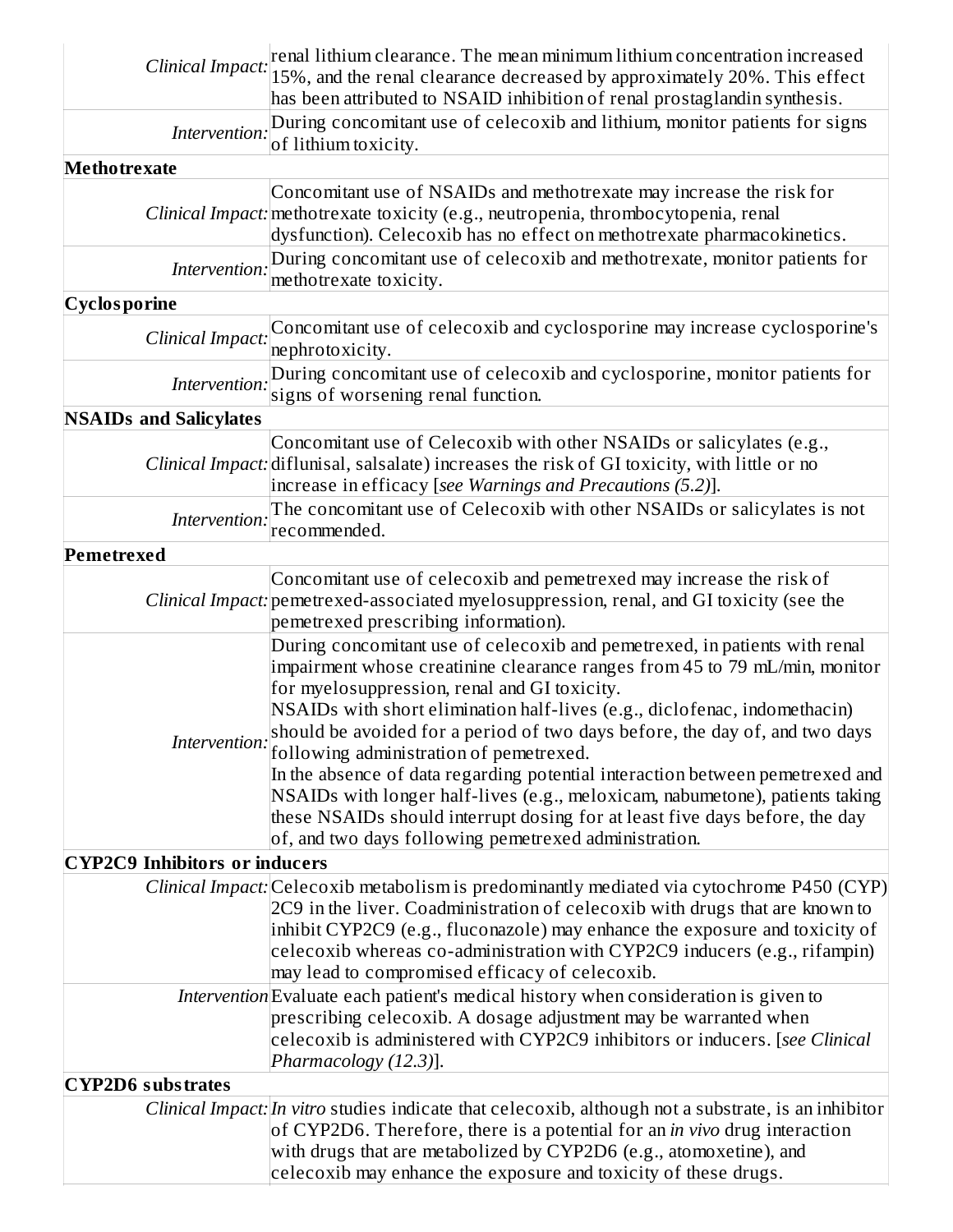| | |
|---|---|
| *Clinical Impact:* | renal lithium clearance. The mean minimum lithium concentration increased 15%, and the renal clearance decreased by approximately 20%. This effect has been attributed to NSAID inhibition of renal prostaglandin synthesis. |
| *Intervention:* | During concomitant use of celecoxib and lithium, monitor patients for signs of lithium toxicity. |
| **Methotrexate** | |
| *Clinical Impact:* | Concomitant use of NSAIDs and methotrexate may increase the risk for methotrexate toxicity (e.g., neutropenia, thrombocytopenia, renal dysfunction). Celecoxib has no effect on methotrexate pharmacokinetics. |
| *Intervention:* | During concomitant use of celecoxib and methotrexate, monitor patients for methotrexate toxicity. |
| **Cyclosporine** | |
| *Clinical Impact:* | Concomitant use of celecoxib and cyclosporine may increase cyclosporine's nephrotoxicity. |
| *Intervention:* | During concomitant use of celecoxib and cyclosporine, monitor patients for signs of worsening renal function. |
| **NSAIDs and Salicylates** | |
| *Clinical Impact:* | Concomitant use of Celecoxib with other NSAIDs or salicylates (e.g., diflunisal, salsalate) increases the risk of GI toxicity, with little or no increase in efficacy [*see Warnings and Precautions (5.2)*]. |
| *Intervention:* | The concomitant use of Celecoxib with other NSAIDs or salicylates is not recommended. |
| **Pemetrexed** | |
| *Clinical Impact:* | Concomitant use of celecoxib and pemetrexed may increase the risk of pemetrexed-associated myelosuppression, renal, and GI toxicity (see the pemetrexed prescribing information). |
| *Intervention:* | During concomitant use of celecoxib and pemetrexed, in patients with renal impairment whose creatinine clearance ranges from 45 to 79 mL/min, monitor for myelosuppression, renal and GI toxicity.<br>NSAIDs with short elimination half-lives (e.g., diclofenac, indomethacin) should be avoided for a period of two days before, the day of, and two days following administration of pemetrexed.<br>In the absence of data regarding potential interaction between pemetrexed and NSAIDs with longer half-lives (e.g., meloxicam, nabumetone), patients taking these NSAIDs should interrupt dosing for at least five days before, the day of, and two days following pemetrexed administration. |
| **CYP2C9 Inhibitors or inducers** | |
| *Clinical Impact:* | Celecoxib metabolism is predominantly mediated via cytochrome P450 (CYP) 2C9 in the liver. Coadministration of celecoxib with drugs that are known to inhibit CYP2C9 (e.g., fluconazole) may enhance the exposure and toxicity of celecoxib whereas co-administration with CYP2C9 inducers (e.g., rifampin) may lead to compromised efficacy of celecoxib. |
| *Intervention* | Evaluate each patient's medical history when consideration is given to prescribing celecoxib. A dosage adjustment may be warranted when celecoxib is administered with CYP2C9 inhibitors or inducers. [*see Clinical Pharmacology (12.3)*]. |
| **CYP2D6 substrates** | |
| *Clinical Impact:* | *In vitro* studies indicate that celecoxib, although not a substrate, is an inhibitor of CYP2D6. Therefore, there is a potential for an *in vivo* drug interaction with drugs that are metabolized by CYP2D6 (e.g., atomoxetine), and celecoxib may enhance the exposure and toxicity of these drugs. |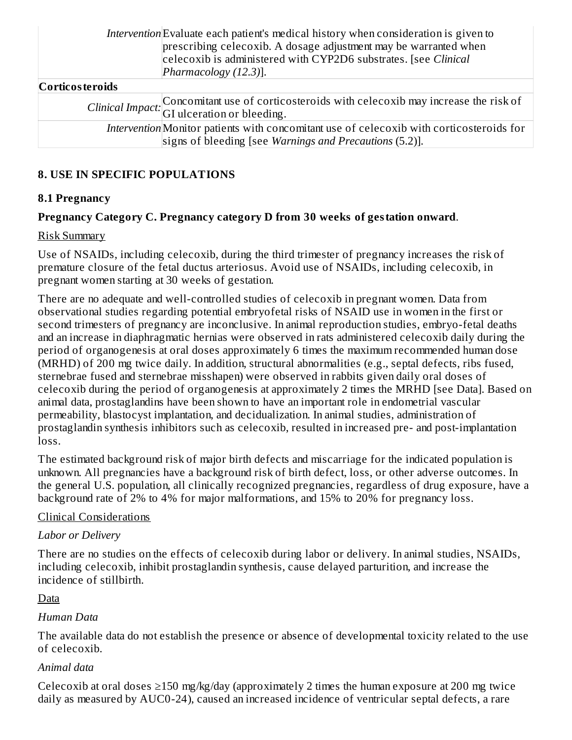| | |
|---|---|
| *Intervention* | Evaluate each patient's medical history when consideration is given to prescribing celecoxib. A dosage adjustment may be warranted when celecoxib is administered with CYP2D6 substrates. [see *Clinical Pharmacology (12.3)*]. |
| **Corticosteroids** | |
| *Clinical Impact:* | Concomitant use of corticosteroids with celecoxib may increase the risk of GI ulceration or bleeding. |
| *Intervention* | Monitor patients with concomitant use of celecoxib with corticosteroids for signs of bleeding [see *Warnings and Precautions* (5.2)]. |

## 8. USE IN SPECIFIC POPULATIONS

### 8.1 Pregnancy

**Pregnancy Category C. Pregnancy category D from 30 weeks of gestation onward**.

Risk Summary

Use of NSAIDs, including celecoxib, during the third trimester of pregnancy increases the risk of premature closure of the fetal ductus arteriosus. Avoid use of NSAIDs, including celecoxib, in pregnant women starting at 30 weeks of gestation.

There are no adequate and well-controlled studies of celecoxib in pregnant women. Data from observational studies regarding potential embryofetal risks of NSAID use in women in the first or second trimesters of pregnancy are inconclusive. In animal reproduction studies, embryo-fetal deaths and an increase in diaphragmatic hernias were observed in rats administered celecoxib daily during the period of organogenesis at oral doses approximately 6 times the maximum recommended human dose (MRHD) of 200 mg twice daily. In addition, structural abnormalities (e.g., septal defects, ribs fused, sternebrae fused and sternebrae misshapen) were observed in rabbits given daily oral doses of celecoxib during the period of organogenesis at approximately 2 times the MRHD [see Data]. Based on animal data, prostaglandins have been shown to have an important role in endometrial vascular permeability, blastocyst implantation, and decidualization. In animal studies, administration of prostaglandin synthesis inhibitors such as celecoxib, resulted in increased pre- and post-implantation loss.

The estimated background risk of major birth defects and miscarriage for the indicated population is unknown. All pregnancies have a background risk of birth defect, loss, or other adverse outcomes. In the general U.S. population, all clinically recognized pregnancies, regardless of drug exposure, have a background rate of 2% to 4% for major malformations, and 15% to 20% for pregnancy loss.

Clinical Considerations

*Labor or Delivery*

There are no studies on the effects of celecoxib during labor or delivery. In animal studies, NSAIDs, including celecoxib, inhibit prostaglandin synthesis, cause delayed parturition, and increase the incidence of stillbirth.

Data

*Human Data*

The available data do not establish the presence or absence of developmental toxicity related to the use of celecoxib.

*Animal data*

Celecoxib at oral doses ≥150 mg/kg/day (approximately 2 times the human exposure at 200 mg twice daily as measured by AUC0-24), caused an increased incidence of ventricular septal defects, a rare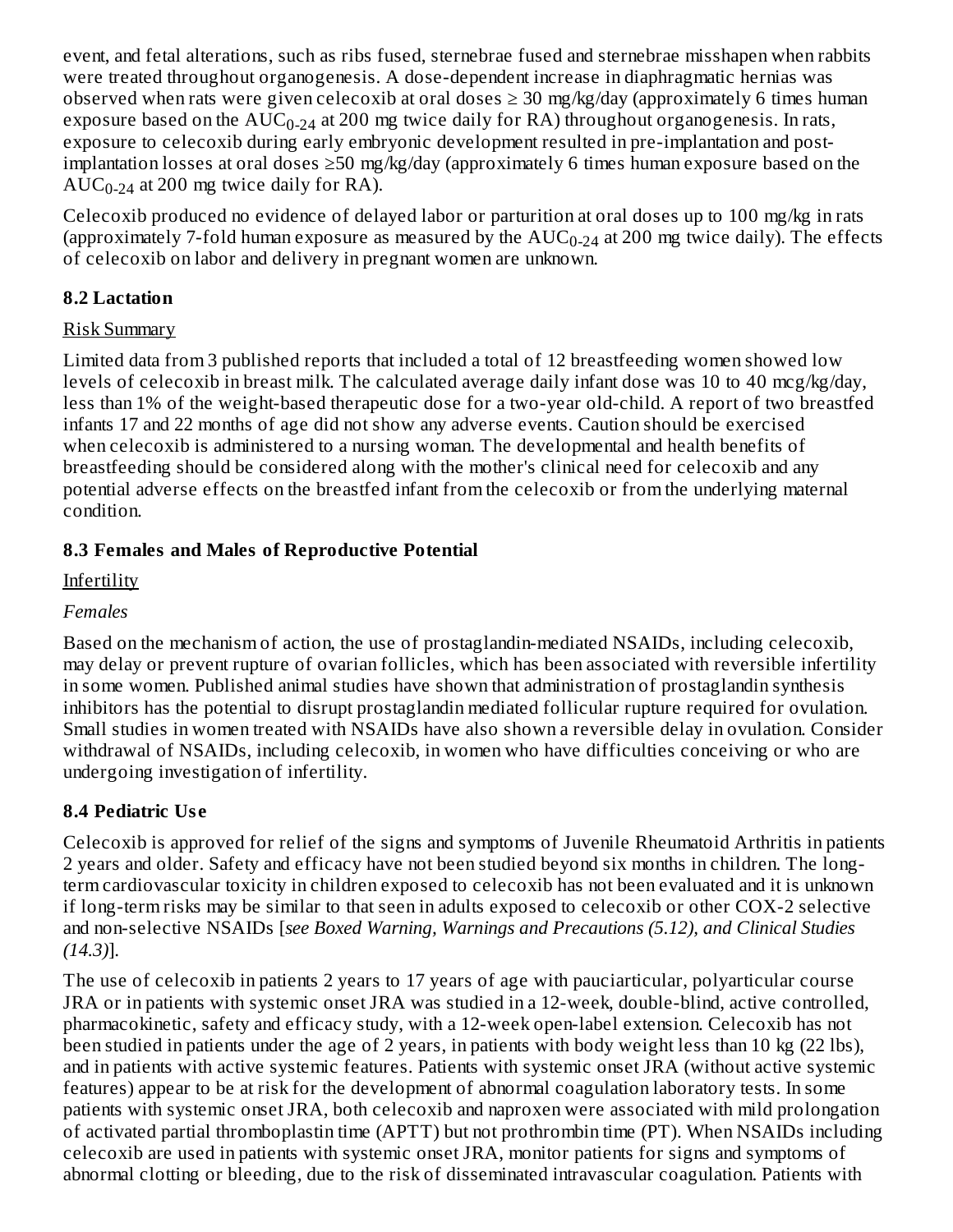event, and fetal alterations, such as ribs fused, sternebrae fused and sternebrae misshapen when rabbits were treated throughout organogenesis. A dose-dependent increase in diaphragmatic hernias was observed when rats were given celecoxib at oral doses ≥ 30 mg/kg/day (approximately 6 times human exposure based on the $AUC_{0-24}$ at 200 mg twice daily for RA) throughout organogenesis. In rats, exposure to celecoxib during early embryonic development resulted in pre-implantation and post-implantation losses at oral doses ≥50 mg/kg/day (approximately 6 times human exposure based on the $AUC_{0-24}$ at 200 mg twice daily for RA).

Celecoxib produced no evidence of delayed labor or parturition at oral doses up to 100 mg/kg in rats (approximately 7-fold human exposure as measured by the $AUC_{0-24}$ at 200 mg twice daily). The effects of celecoxib on labor and delivery in pregnant women are unknown.

### 8.2 Lactation

Risk Summary

Limited data from 3 published reports that included a total of 12 breastfeeding women showed low levels of celecoxib in breast milk. The calculated average daily infant dose was 10 to 40 mcg/kg/day, less than 1% of the weight-based therapeutic dose for a two-year old-child. A report of two breastfed infants 17 and 22 months of age did not show any adverse events. Caution should be exercised when celecoxib is administered to a nursing woman. The developmental and health benefits of breastfeeding should be considered along with the mother's clinical need for celecoxib and any potential adverse effects on the breastfed infant from the celecoxib or from the underlying maternal condition.

### 8.3 Females and Males of Reproductive Potential

Infertility

*Females*

Based on the mechanism of action, the use of prostaglandin-mediated NSAIDs, including celecoxib, may delay or prevent rupture of ovarian follicles, which has been associated with reversible infertility in some women. Published animal studies have shown that administration of prostaglandin synthesis inhibitors has the potential to disrupt prostaglandin mediated follicular rupture required for ovulation. Small studies in women treated with NSAIDs have also shown a reversible delay in ovulation. Consider withdrawal of NSAIDs, including celecoxib, in women who have difficulties conceiving or who are undergoing investigation of infertility.

### 8.4 Pediatric Use

Celecoxib is approved for relief of the signs and symptoms of Juvenile Rheumatoid Arthritis in patients 2 years and older. Safety and efficacy have not been studied beyond six months in children. The long-term cardiovascular toxicity in children exposed to celecoxib has not been evaluated and it is unknown if long-term risks may be similar to that seen in adults exposed to celecoxib or other COX-2 selective and non-selective NSAIDs [*see Boxed Warning, Warnings and Precautions (5.12), and Clinical Studies (14.3)*].

The use of celecoxib in patients 2 years to 17 years of age with pauciarticular, polyarticular course JRA or in patients with systemic onset JRA was studied in a 12-week, double-blind, active controlled, pharmacokinetic, safety and efficacy study, with a 12-week open-label extension. Celecoxib has not been studied in patients under the age of 2 years, in patients with body weight less than 10 kg (22 lbs), and in patients with active systemic features. Patients with systemic onset JRA (without active systemic features) appear to be at risk for the development of abnormal coagulation laboratory tests. In some patients with systemic onset JRA, both celecoxib and naproxen were associated with mild prolongation of activated partial thromboplastin time (APTT) but not prothrombin time (PT). When NSAIDs including celecoxib are used in patients with systemic onset JRA, monitor patients for signs and symptoms of abnormal clotting or bleeding, due to the risk of disseminated intravascular coagulation. Patients with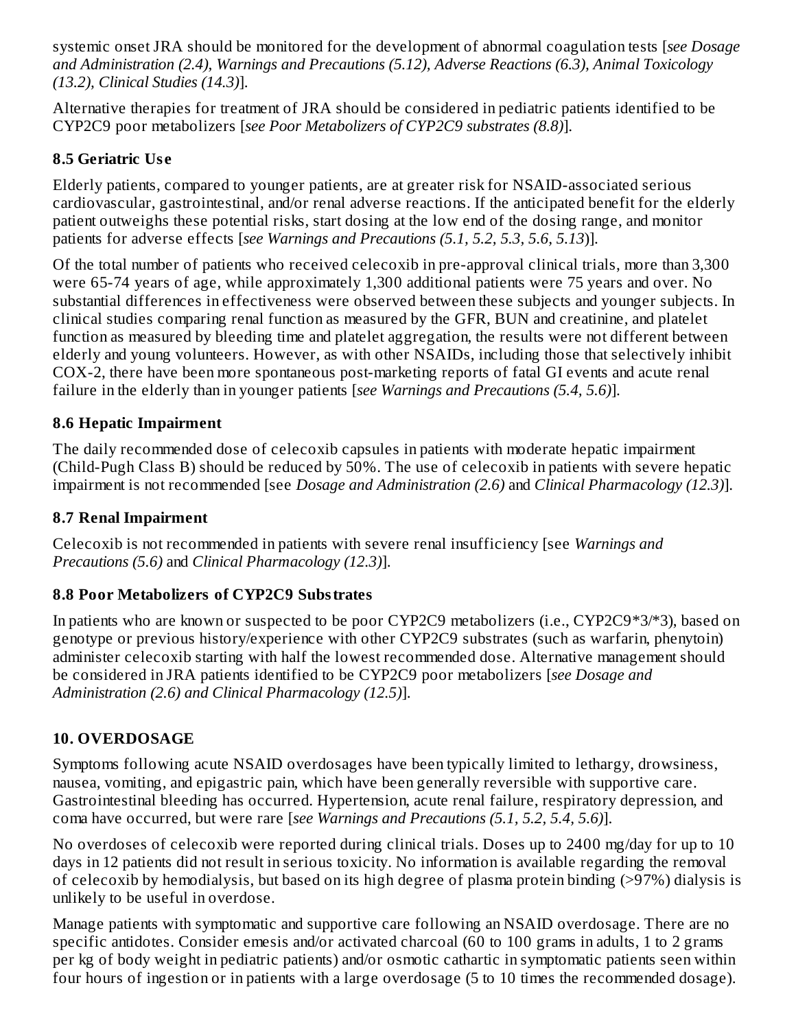systemic onset JRA should be monitored for the development of abnormal coagulation tests [*see Dosage and Administration (2.4), Warnings and Precautions (5.12), Adverse Reactions (6.3), Animal Toxicology (13.2), Clinical Studies (14.3)*].

Alternative therapies for treatment of JRA should be considered in pediatric patients identified to be CYP2C9 poor metabolizers [*see Poor Metabolizers of CYP2C9 substrates (8.8)*].

### 8.5 Geriatric Use

Elderly patients, compared to younger patients, are at greater risk for NSAID-associated serious cardiovascular, gastrointestinal, and/or renal adverse reactions. If the anticipated benefit for the elderly patient outweighs these potential risks, start dosing at the low end of the dosing range, and monitor patients for adverse effects [*see Warnings and Precautions (5.1, 5.2, 5.3, 5.6, 5.13*)].

Of the total number of patients who received celecoxib in pre-approval clinical trials, more than 3,300 were 65-74 years of age, while approximately 1,300 additional patients were 75 years and over. No substantial differences in effectiveness were observed between these subjects and younger subjects. In clinical studies comparing renal function as measured by the GFR, BUN and creatinine, and platelet function as measured by bleeding time and platelet aggregation, the results were not different between elderly and young volunteers. However, as with other NSAIDs, including those that selectively inhibit COX-2, there have been more spontaneous post-marketing reports of fatal GI events and acute renal failure in the elderly than in younger patients [*see Warnings and Precautions (5.4, 5.6)*].

### 8.6 Hepatic Impairment

The daily recommended dose of celecoxib capsules in patients with moderate hepatic impairment (Child-Pugh Class B) should be reduced by 50%. The use of celecoxib in patients with severe hepatic impairment is not recommended [see *Dosage and Administration (2.6)* and *Clinical Pharmacology (12.3)*].

### 8.7 Renal Impairment

Celecoxib is not recommended in patients with severe renal insufficiency [see *Warnings and Precautions (5.6)* and *Clinical Pharmacology (12.3)*].

### 8.8 Poor Metabolizers of CYP2C9 Substrates

In patients who are known or suspected to be poor CYP2C9 metabolizers (i.e., CYP2C9*3/*3), based on genotype or previous history/experience with other CYP2C9 substrates (such as warfarin, phenytoin) administer celecoxib starting with half the lowest recommended dose. Alternative management should be considered in JRA patients identified to be CYP2C9 poor metabolizers [*see Dosage and Administration (2.6) and Clinical Pharmacology (12.5)*].

## 10. OVERDOSAGE

Symptoms following acute NSAID overdosages have been typically limited to lethargy, drowsiness, nausea, vomiting, and epigastric pain, which have been generally reversible with supportive care. Gastrointestinal bleeding has occurred. Hypertension, acute renal failure, respiratory depression, and coma have occurred, but were rare [*see Warnings and Precautions (5.1, 5.2, 5.4, 5.6)*].

No overdoses of celecoxib were reported during clinical trials. Doses up to 2400 mg/day for up to 10 days in 12 patients did not result in serious toxicity. No information is available regarding the removal of celecoxib by hemodialysis, but based on its high degree of plasma protein binding (>97%) dialysis is unlikely to be useful in overdose.

Manage patients with symptomatic and supportive care following an NSAID overdosage. There are no specific antidotes. Consider emesis and/or activated charcoal (60 to 100 grams in adults, 1 to 2 grams per kg of body weight in pediatric patients) and/or osmotic cathartic in symptomatic patients seen within four hours of ingestion or in patients with a large overdosage (5 to 10 times the recommended dosage).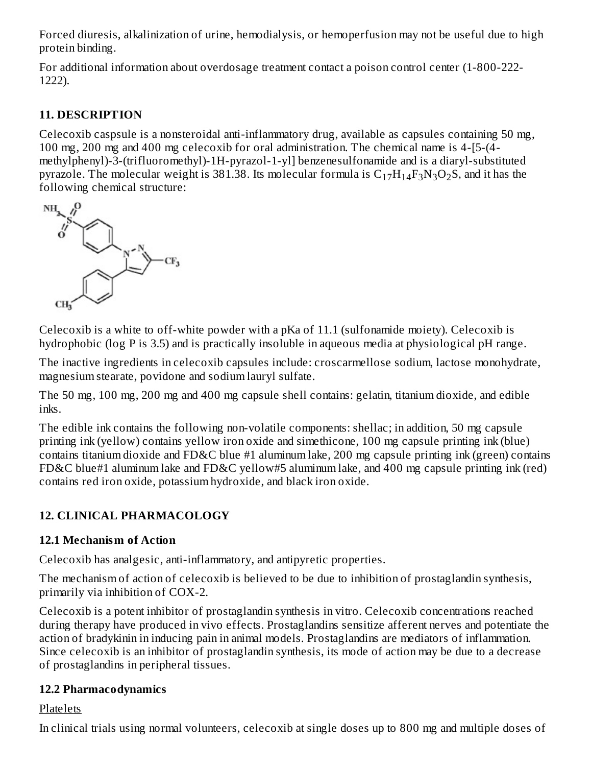Forced diuresis, alkalinization of urine, hemodialysis, or hemoperfusion may not be useful due to high protein binding.

For additional information about overdosage treatment contact a poison control center (1-800-222-1222).

## 11. DESCRIPTION

Celecoxib caspsule is a nonsteroidal anti-inflammatory drug, available as capsules containing 50 mg, 100 mg, 200 mg and 400 mg celecoxib for oral administration. The chemical name is 4-[5-(4-methylphenyl)-3-(trifluoromethyl)-1H-pyrazol-1-yl] benzenesulfonamide and is a diaryl-substituted pyrazole. The molecular weight is 381.38. Its molecular formula is $C_{17}H_{14}F_3N_3O_2S$, and it has the following chemical structure:

Celecoxib is a white to off-white powder with a pKa of 11.1 (sulfonamide moiety). Celecoxib is hydrophobic (log P is 3.5) and is practically insoluble in aqueous media at physiological pH range.

The inactive ingredients in celecoxib capsules include: croscarmellose sodium, lactose monohydrate, magnesium stearate, povidone and sodium lauryl sulfate.

The 50 mg, 100 mg, 200 mg and 400 mg capsule shell contains: gelatin, titanium dioxide, and edible inks.

The edible ink contains the following non-volatile components: shellac; in addition, 50 mg capsule printing ink (yellow) contains yellow iron oxide and simethicone, 100 mg capsule printing ink (blue) contains titanium dioxide and FD&C blue #1 aluminum lake, 200 mg capsule printing ink (green) contains FD&C blue#1 aluminum lake and FD&C yellow#5 aluminum lake, and 400 mg capsule printing ink (red) contains red iron oxide, potassium hydroxide, and black iron oxide.

## 12. CLINICAL PHARMACOLOGY

### 12.1 Mechanism of Action

Celecoxib has analgesic, anti-inflammatory, and antipyretic properties.

The mechanism of action of celecoxib is believed to be due to inhibition of prostaglandin synthesis, primarily via inhibition of COX-2.

Celecoxib is a potent inhibitor of prostaglandin synthesis in vitro. Celecoxib concentrations reached during therapy have produced in vivo effects. Prostaglandins sensitize afferent nerves and potentiate the action of bradykinin in inducing pain in animal models. Prostaglandins are mediators of inflammation. Since celecoxib is an inhibitor of prostaglandin synthesis, its mode of action may be due to a decrease of prostaglandins in peripheral tissues.

### 12.2 Pharmacodynamics

Platelets

In clinical trials using normal volunteers, celecoxib at single doses up to 800 mg and multiple doses of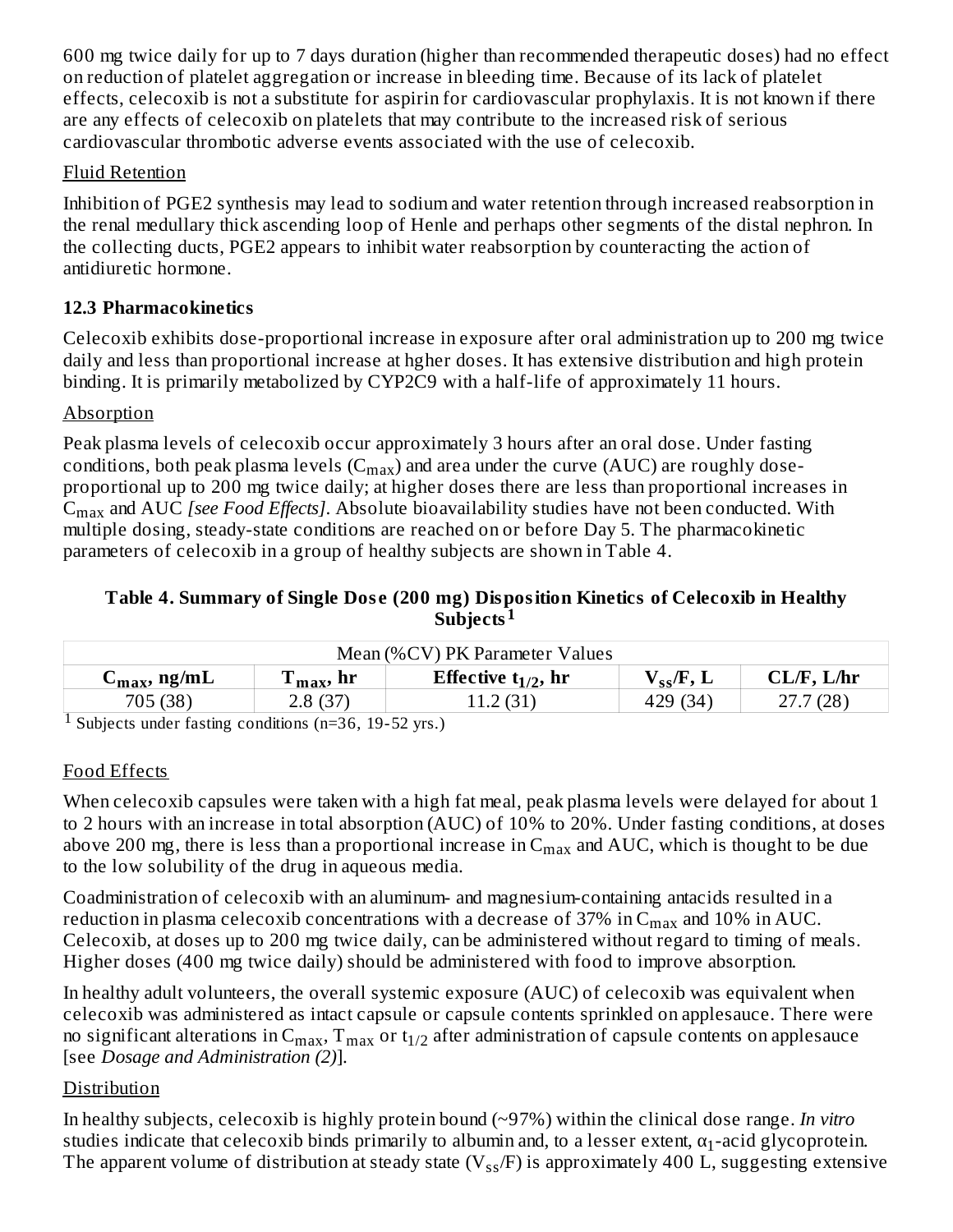600 mg twice daily for up to 7 days duration (higher than recommended therapeutic doses) had no effect on reduction of platelet aggregation or increase in bleeding time. Because of its lack of platelet effects, celecoxib is not a substitute for aspirin for cardiovascular prophylaxis. It is not known if there are any effects of celecoxib on platelets that may contribute to the increased risk of serious cardiovascular thrombotic adverse events associated with the use of celecoxib.

Fluid Retention

Inhibition of PGE2 synthesis may lead to sodium and water retention through increased reabsorption in the renal medullary thick ascending loop of Henle and perhaps other segments of the distal nephron. In the collecting ducts, PGE2 appears to inhibit water reabsorption by counteracting the action of antidiuretic hormone.

### 12.3 Pharmacokinetics

Celecoxib exhibits dose-proportional increase in exposure after oral administration up to 200 mg twice daily and less than proportional increase at hgher doses. It has extensive distribution and high protein binding. It is primarily metabolized by CYP2C9 with a half-life of approximately 11 hours.

Absorption

Peak plasma levels of celecoxib occur approximately 3 hours after an oral dose. Under fasting conditions, both peak plasma levels ($C_{max}$) and area under the curve (AUC) are roughly dose-proportional up to 200 mg twice daily; at higher doses there are less than proportional increases in $C_{max}$ and AUC *[see Food Effects]*. Absolute bioavailability studies have not been conducted. With multiple dosing, steady-state conditions are reached on or before Day 5. The pharmacokinetic parameters of celecoxib in a group of healthy subjects are shown in Table 4.

**Table 4. Summary of Single Dose (200 mg) Disposition Kinetics of Celecoxib in Healthy Subjects[1]**

| Mean (%CV) PK Parameter Values | | | | |
|---|---|---|---|---|
| $C_{max}$, ng/mL | $T_{max}$, hr | Effective $t_{1/2}$, hr | $V_{ss}$/F, L | CL/F, L/hr |
| 705 (38) | 2.8 (37) | 11.2 (31) | 429 (34) | 27.7 (28) |

[1] Subjects under fasting conditions (n=36, 19-52 yrs.)

Food Effects

When celecoxib capsules were taken with a high fat meal, peak plasma levels were delayed for about 1 to 2 hours with an increase in total absorption (AUC) of 10% to 20%. Under fasting conditions, at doses above 200 mg, there is less than a proportional increase in $C_{max}$ and AUC, which is thought to be due to the low solubility of the drug in aqueous media.

Coadministration of celecoxib with an aluminum- and magnesium-containing antacids resulted in a reduction in plasma celecoxib concentrations with a decrease of 37% in $C_{max}$ and 10% in AUC. Celecoxib, at doses up to 200 mg twice daily, can be administered without regard to timing of meals. Higher doses (400 mg twice daily) should be administered with food to improve absorption.

In healthy adult volunteers, the overall systemic exposure (AUC) of celecoxib was equivalent when celecoxib was administered as intact capsule or capsule contents sprinkled on applesauce. There were no significant alterations in $C_{max}$, $T_{max}$ or $t_{1/2}$ after administration of capsule contents on applesauce [see *Dosage and Administration (2)*].

Distribution

In healthy subjects, celecoxib is highly protein bound (~97%) within the clinical dose range. *In vitro* studies indicate that celecoxib binds primarily to albumin and, to a lesser extent, $\alpha_1$-acid glycoprotein. The apparent volume of distribution at steady state ($V_{ss}$/F) is approximately 400 L, suggesting extensive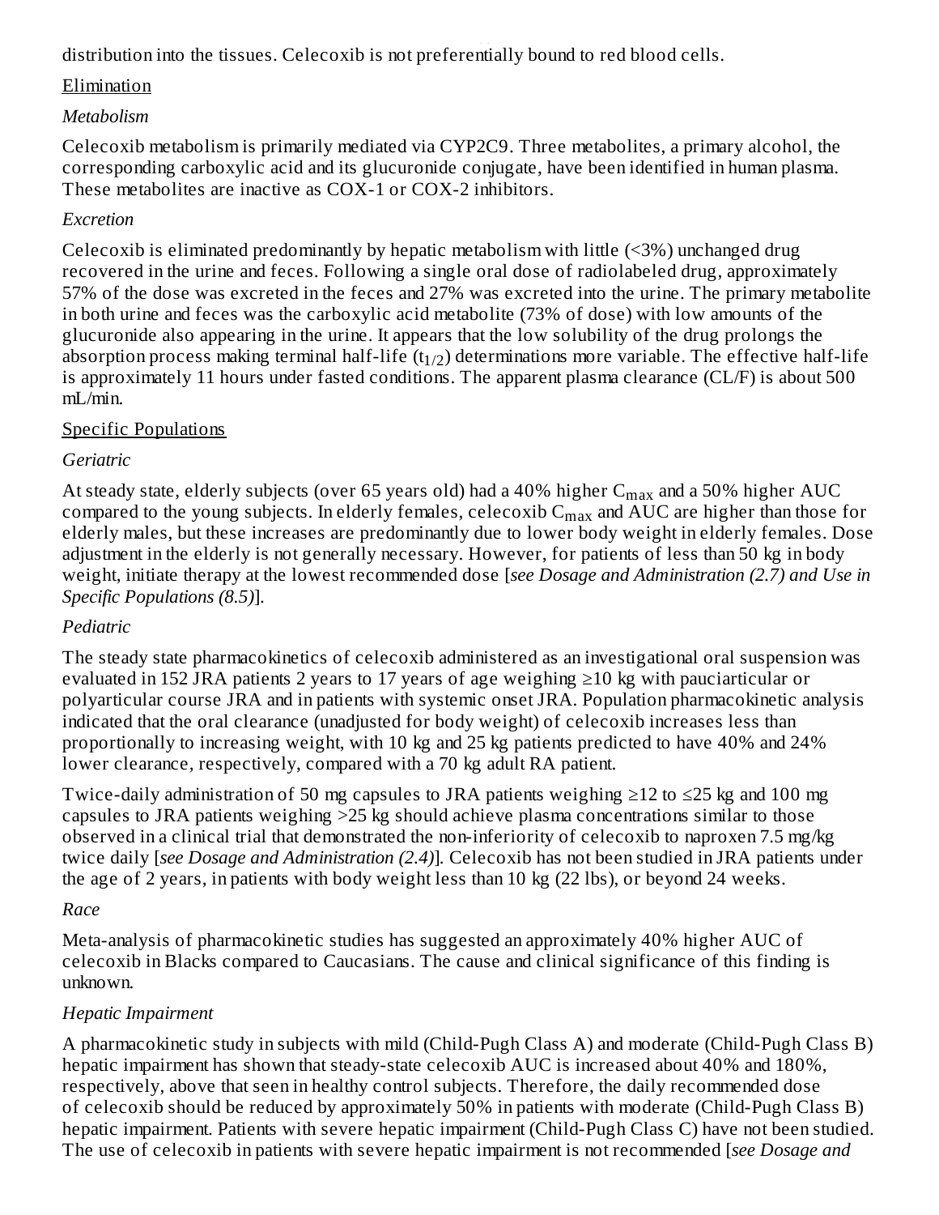distribution into the tissues. Celecoxib is not preferentially bound to red blood cells.

Elimination

*Metabolism*

Celecoxib metabolism is primarily mediated via CYP2C9. Three metabolites, a primary alcohol, the corresponding carboxylic acid and its glucuronide conjugate, have been identified in human plasma. These metabolites are inactive as COX-1 or COX-2 inhibitors.

*Excretion*

Celecoxib is eliminated predominantly by hepatic metabolism with little (<3%) unchanged drug recovered in the urine and feces. Following a single oral dose of radiolabeled drug, approximately 57% of the dose was excreted in the feces and 27% was excreted into the urine. The primary metabolite in both urine and feces was the carboxylic acid metabolite (73% of dose) with low amounts of the glucuronide also appearing in the urine. It appears that the low solubility of the drug prolongs the absorption process making terminal half-life ($t_{1/2}$) determinations more variable. The effective half-life is approximately 11 hours under fasted conditions. The apparent plasma clearance (CL/F) is about 500 mL/min.

Specific Populations

*Geriatric*

At steady state, elderly subjects (over 65 years old) had a 40% higher $C_{max}$ and a 50% higher AUC compared to the young subjects. In elderly females, celecoxib $C_{max}$ and AUC are higher than those for elderly males, but these increases are predominantly due to lower body weight in elderly females. Dose adjustment in the elderly is not generally necessary. However, for patients of less than 50 kg in body weight, initiate therapy at the lowest recommended dose [*see Dosage and Administration (2.7) and Use in Specific Populations (8.5)*].

*Pediatric*

The steady state pharmacokinetics of celecoxib administered as an investigational oral suspension was evaluated in 152 JRA patients 2 years to 17 years of age weighing ≥10 kg with pauciarticular or polyarticular course JRA and in patients with systemic onset JRA. Population pharmacokinetic analysis indicated that the oral clearance (unadjusted for body weight) of celecoxib increases less than proportionally to increasing weight, with 10 kg and 25 kg patients predicted to have 40% and 24% lower clearance, respectively, compared with a 70 kg adult RA patient.

Twice-daily administration of 50 mg capsules to JRA patients weighing ≥12 to ≤25 kg and 100 mg capsules to JRA patients weighing >25 kg should achieve plasma concentrations similar to those observed in a clinical trial that demonstrated the non-inferiority of celecoxib to naproxen 7.5 mg/kg twice daily [*see Dosage and Administration (2.4)*]. Celecoxib has not been studied in JRA patients under the age of 2 years, in patients with body weight less than 10 kg (22 lbs), or beyond 24 weeks.

*Race*

Meta-analysis of pharmacokinetic studies has suggested an approximately 40% higher AUC of celecoxib in Blacks compared to Caucasians. The cause and clinical significance of this finding is unknown.

*Hepatic Impairment*

A pharmacokinetic study in subjects with mild (Child-Pugh Class A) and moderate (Child-Pugh Class B) hepatic impairment has shown that steady-state celecoxib AUC is increased about 40% and 180%, respectively, above that seen in healthy control subjects. Therefore, the daily recommended dose of celecoxib should be reduced by approximately 50% in patients with moderate (Child-Pugh Class B) hepatic impairment. Patients with severe hepatic impairment (Child-Pugh Class C) have not been studied. The use of celecoxib in patients with severe hepatic impairment is not recommended [*see Dosage and*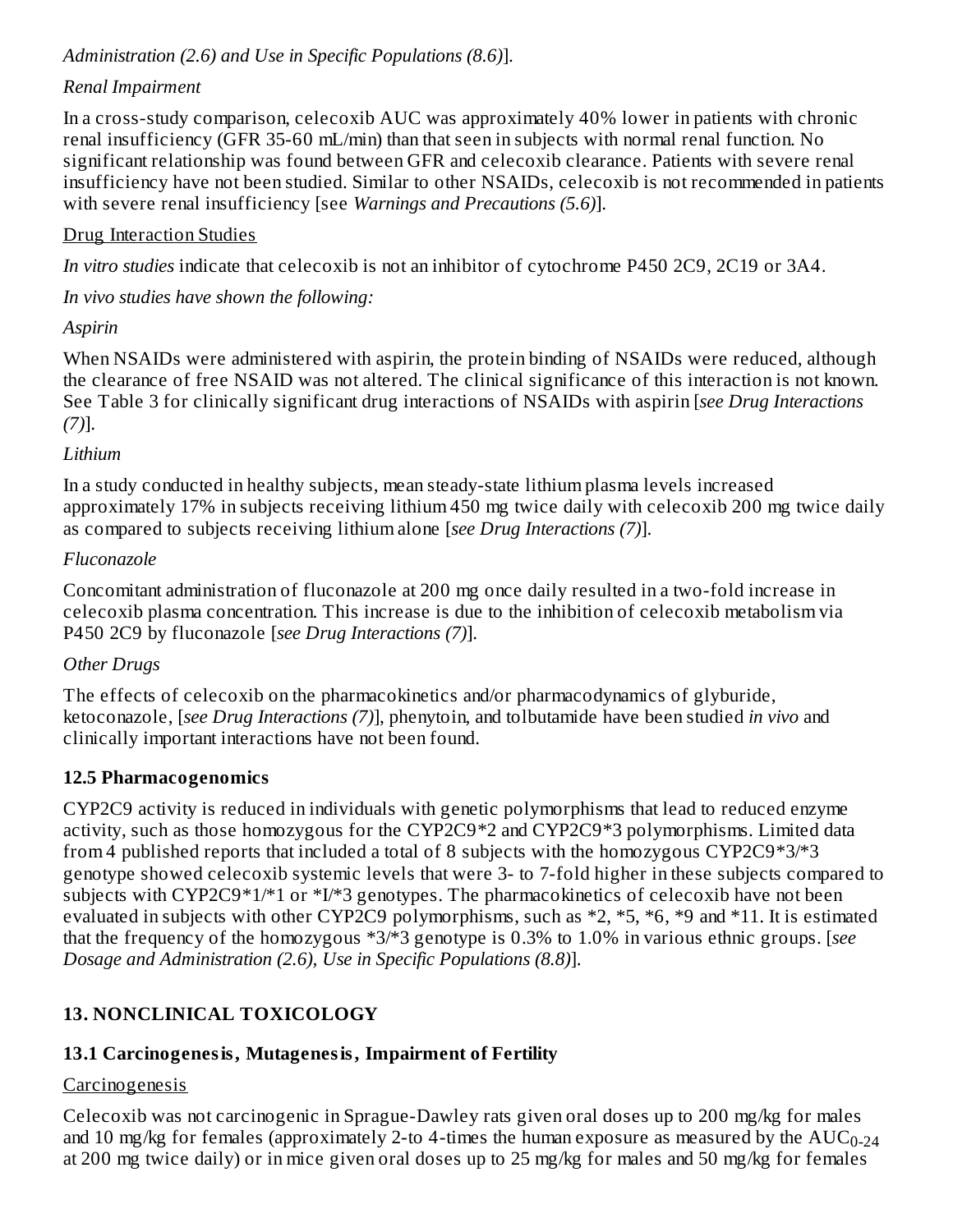*Administration (2.6) and Use in Specific Populations (8.6)*].

*Renal Impairment*

In a cross-study comparison, celecoxib AUC was approximately 40% lower in patients with chronic renal insufficiency (GFR 35-60 mL/min) than that seen in subjects with normal renal function. No significant relationship was found between GFR and celecoxib clearance. Patients with severe renal insufficiency have not been studied. Similar to other NSAIDs, celecoxib is not recommended in patients with severe renal insufficiency [see *Warnings and Precautions (5.6)*].

Drug Interaction Studies

*In vitro studies* indicate that celecoxib is not an inhibitor of cytochrome P450 2C9, 2C19 or 3A4.

*In vivo studies have shown the following:*

*Aspirin*

When NSAIDs were administered with aspirin, the protein binding of NSAIDs were reduced, although the clearance of free NSAID was not altered. The clinical significance of this interaction is not known. See Table 3 for clinically significant drug interactions of NSAIDs with aspirin [*see Drug Interactions (7)*].

*Lithium*

In a study conducted in healthy subjects, mean steady-state lithium plasma levels increased approximately 17% in subjects receiving lithium 450 mg twice daily with celecoxib 200 mg twice daily as compared to subjects receiving lithium alone [*see Drug Interactions (7)*].

*Fluconazole*

Concomitant administration of fluconazole at 200 mg once daily resulted in a two-fold increase in celecoxib plasma concentration. This increase is due to the inhibition of celecoxib metabolism via P450 2C9 by fluconazole [*see Drug Interactions (7)*].

*Other Drugs*

The effects of celecoxib on the pharmacokinetics and/or pharmacodynamics of glyburide, ketoconazole, [*see Drug Interactions (7)*], phenytoin, and tolbutamide have been studied *in vivo* and clinically important interactions have not been found.

### 12.5 Pharmacogenomics

CYP2C9 activity is reduced in individuals with genetic polymorphisms that lead to reduced enzyme activity, such as those homozygous for the CYP2C9*2 and CYP2C9*3 polymorphisms. Limited data from 4 published reports that included a total of 8 subjects with the homozygous CYP2C9*3/*3 genotype showed celecoxib systemic levels that were 3- to 7-fold higher in these subjects compared to subjects with CYP2C9*1/*1 or *I/*3 genotypes. The pharmacokinetics of celecoxib have not been evaluated in subjects with other CYP2C9 polymorphisms, such as *2, *5, *6, *9 and *11. It is estimated that the frequency of the homozygous *3/*3 genotype is 0.3% to 1.0% in various ethnic groups. [*see Dosage and Administration (2.6), Use in Specific Populations (8.8)*].

## 13. NONCLINICAL TOXICOLOGY

### 13.1 Carcinogenesis, Mutagenesis, Impairment of Fertility

Carcinogenesis

Celecoxib was not carcinogenic in Sprague-Dawley rats given oral doses up to 200 mg/kg for males and 10 mg/kg for females (approximately 2-to 4-times the human exposure as measured by the $AUC_{0-24}$ at 200 mg twice daily) or in mice given oral doses up to 25 mg/kg for males and 50 mg/kg for females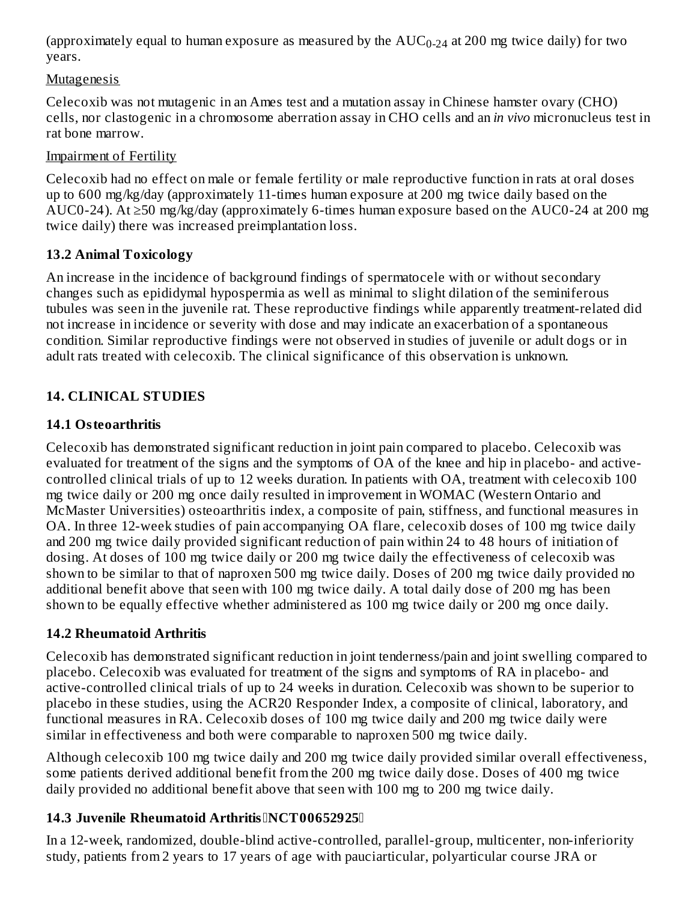(approximately equal to human exposure as measured by the $AUC_{0-24}$ at 200 mg twice daily) for two years.

Mutagenesis

Celecoxib was not mutagenic in an Ames test and a mutation assay in Chinese hamster ovary (CHO) cells, nor clastogenic in a chromosome aberration assay in CHO cells and an *in vivo* micronucleus test in rat bone marrow.

Impairment of Fertility

Celecoxib had no effect on male or female fertility or male reproductive function in rats at oral doses up to 600 mg/kg/day (approximately 11-times human exposure at 200 mg twice daily based on the AUC0-24). At ≥50 mg/kg/day (approximately 6-times human exposure based on the AUC0-24 at 200 mg twice daily) there was increased preimplantation loss.

### 13.2 Animal Toxicology

An increase in the incidence of background findings of spermatocele with or without secondary changes such as epididymal hypospermia as well as minimal to slight dilation of the seminiferous tubules was seen in the juvenile rat. These reproductive findings while apparently treatment-related did not increase in incidence or severity with dose and may indicate an exacerbation of a spontaneous condition. Similar reproductive findings were not observed in studies of juvenile or adult dogs or in adult rats treated with celecoxib. The clinical significance of this observation is unknown.

## 14. CLINICAL STUDIES

### 14.1 Osteoarthritis

Celecoxib has demonstrated significant reduction in joint pain compared to placebo. Celecoxib was evaluated for treatment of the signs and the symptoms of OA of the knee and hip in placebo- and active-controlled clinical trials of up to 12 weeks duration. In patients with OA, treatment with celecoxib 100 mg twice daily or 200 mg once daily resulted in improvement in WOMAC (Western Ontario and McMaster Universities) osteoarthritis index, a composite of pain, stiffness, and functional measures in OA. In three 12-week studies of pain accompanying OA flare, celecoxib doses of 100 mg twice daily and 200 mg twice daily provided significant reduction of pain within 24 to 48 hours of initiation of dosing. At doses of 100 mg twice daily or 200 mg twice daily the effectiveness of celecoxib was shown to be similar to that of naproxen 500 mg twice daily. Doses of 200 mg twice daily provided no additional benefit above that seen with 100 mg twice daily. A total daily dose of 200 mg has been shown to be equally effective whether administered as 100 mg twice daily or 200 mg once daily.

### 14.2 Rheumatoid Arthritis

Celecoxib has demonstrated significant reduction in joint tenderness/pain and joint swelling compared to placebo. Celecoxib was evaluated for treatment of the signs and symptoms of RA in placebo- and active-controlled clinical trials of up to 24 weeks in duration. Celecoxib was shown to be superior to placebo in these studies, using the ACR20 Responder Index, a composite of clinical, laboratory, and functional measures in RA. Celecoxib doses of 100 mg twice daily and 200 mg twice daily were similar in effectiveness and both were comparable to naproxen 500 mg twice daily.

Although celecoxib 100 mg twice daily and 200 mg twice daily provided similar overall effectiveness, some patients derived additional benefit from the 200 mg twice daily dose. Doses of 400 mg twice daily provided no additional benefit above that seen with 100 mg to 200 mg twice daily.

### 14.3 Juvenile Rheumatoid Arthritis (NCT00652925)

In a 12-week, randomized, double-blind active-controlled, parallel-group, multicenter, non-inferiority study, patients from 2 years to 17 years of age with pauciarticular, polyarticular course JRA or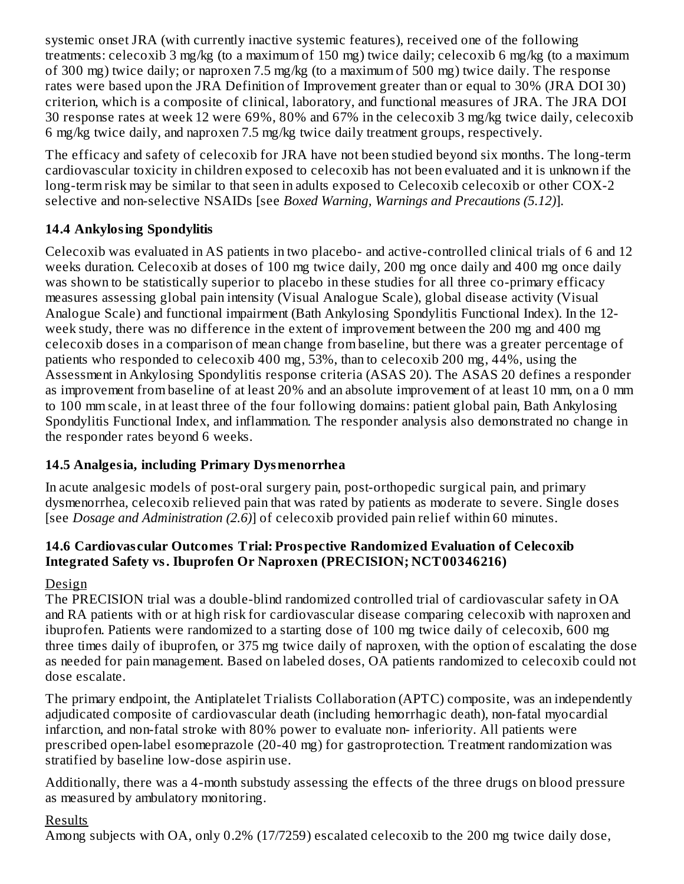systemic onset JRA (with currently inactive systemic features), received one of the following treatments: celecoxib 3 mg/kg (to a maximum of 150 mg) twice daily; celecoxib 6 mg/kg (to a maximum of 300 mg) twice daily; or naproxen 7.5 mg/kg (to a maximum of 500 mg) twice daily. The response rates were based upon the JRA Definition of Improvement greater than or equal to 30% (JRA DOI 30) criterion, which is a composite of clinical, laboratory, and functional measures of JRA. The JRA DOI 30 response rates at week 12 were 69%, 80% and 67% in the celecoxib 3 mg/kg twice daily, celecoxib 6 mg/kg twice daily, and naproxen 7.5 mg/kg twice daily treatment groups, respectively.

The efficacy and safety of celecoxib for JRA have not been studied beyond six months. The long-term cardiovascular toxicity in children exposed to celecoxib has not been evaluated and it is unknown if the long-term risk may be similar to that seen in adults exposed to Celecoxib celecoxib or other COX-2 selective and non-selective NSAIDs [see *Boxed Warning, Warnings and Precautions (5.12)*].

### 14.4 Ankylosing Spondylitis

Celecoxib was evaluated in AS patients in two placebo- and active-controlled clinical trials of 6 and 12 weeks duration. Celecoxib at doses of 100 mg twice daily, 200 mg once daily and 400 mg once daily was shown to be statistically superior to placebo in these studies for all three co-primary efficacy measures assessing global pain intensity (Visual Analogue Scale), global disease activity (Visual Analogue Scale) and functional impairment (Bath Ankylosing Spondylitis Functional Index). In the 12-week study, there was no difference in the extent of improvement between the 200 mg and 400 mg celecoxib doses in a comparison of mean change from baseline, but there was a greater percentage of patients who responded to celecoxib 400 mg, 53%, than to celecoxib 200 mg, 44%, using the Assessment in Ankylosing Spondylitis response criteria (ASAS 20). The ASAS 20 defines a responder as improvement from baseline of at least 20% and an absolute improvement of at least 10 mm, on a 0 mm to 100 mm scale, in at least three of the four following domains: patient global pain, Bath Ankylosing Spondylitis Functional Index, and inflammation. The responder analysis also demonstrated no change in the responder rates beyond 6 weeks.

### 14.5 Analgesia, including Primary Dysmenorrhea

In acute analgesic models of post-oral surgery pain, post-orthopedic surgical pain, and primary dysmenorrhea, celecoxib relieved pain that was rated by patients as moderate to severe. Single doses [see *Dosage and Administration (2.6)*] of celecoxib provided pain relief within 60 minutes.

### 14.6 Cardiovascular Outcomes Trial: Prospective Randomized Evaluation of Celecoxib Integrated Safety vs. Ibuprofen Or Naproxen (PRECISION; NCT00346216)

Design

The PRECISION trial was a double-blind randomized controlled trial of cardiovascular safety in OA and RA patients with or at high risk for cardiovascular disease comparing celecoxib with naproxen and ibuprofen. Patients were randomized to a starting dose of 100 mg twice daily of celecoxib, 600 mg three times daily of ibuprofen, or 375 mg twice daily of naproxen, with the option of escalating the dose as needed for pain management. Based on labeled doses, OA patients randomized to celecoxib could not dose escalate.

The primary endpoint, the Antiplatelet Trialists Collaboration (APTC) composite, was an independently adjudicated composite of cardiovascular death (including hemorrhagic death), non-fatal myocardial infarction, and non-fatal stroke with 80% power to evaluate non- inferiority. All patients were prescribed open-label esomeprazole (20-40 mg) for gastroprotection. Treatment randomization was stratified by baseline low-dose aspirin use.

Additionally, there was a 4-month substudy assessing the effects of the three drugs on blood pressure as measured by ambulatory monitoring.

Results

Among subjects with OA, only 0.2% (17/7259) escalated celecoxib to the 200 mg twice daily dose,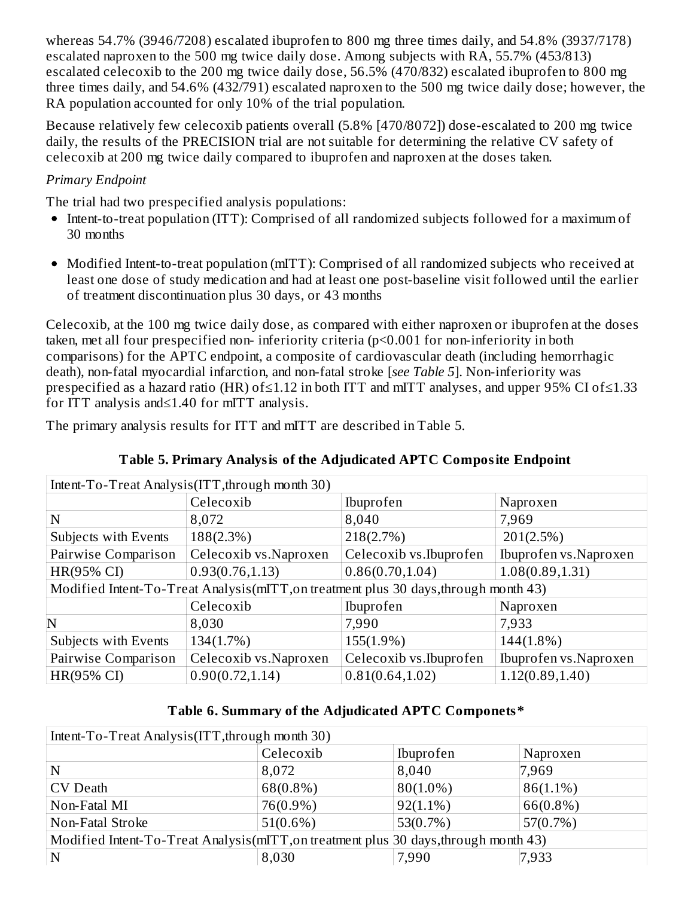whereas 54.7% (3946/7208) escalated ibuprofen to 800 mg three times daily, and 54.8% (3937/7178) escalated naproxen to the 500 mg twice daily dose. Among subjects with RA, 55.7% (453/813) escalated celecoxib to the 200 mg twice daily dose, 56.5% (470/832) escalated ibuprofen to 800 mg three times daily, and 54.6% (432/791) escalated naproxen to the 500 mg twice daily dose; however, the RA population accounted for only 10% of the trial population.

Because relatively few celecoxib patients overall (5.8% [470/8072]) dose-escalated to 200 mg twice daily, the results of the PRECISION trial are not suitable for determining the relative CV safety of celecoxib at 200 mg twice daily compared to ibuprofen and naproxen at the doses taken.

*Primary Endpoint*

The trial had two prespecified analysis populations:

- Intent-to-treat population (ITT): Comprised of all randomized subjects followed for a maximum of 30 months
- Modified Intent-to-treat population (mITT): Comprised of all randomized subjects who received at least one dose of study medication and had at least one post-baseline visit followed until the earlier of treatment discontinuation plus 30 days, or 43 months

Celecoxib, at the 100 mg twice daily dose, as compared with either naproxen or ibuprofen at the doses taken, met all four prespecified non- inferiority criteria (p<0.001 for non-inferiority in both comparisons) for the APTC endpoint, a composite of cardiovascular death (including hemorrhagic death), non-fatal myocardial infarction, and non-fatal stroke [*see Table 5*]. Non-inferiority was prespecified as a hazard ratio (HR) of≤1.12 in both ITT and mITT analyses, and upper 95% CI of≤1.33 for ITT analysis and≤1.40 for mITT analysis.

The primary analysis results for ITT and mITT are described in Table 5.

**Table 5. Primary Analysis of the Adjudicated APTC Composite Endpoint**

| Intent-To-Treat Analysis(ITT,through month 30) | | | |
|---|---|---|---|
| | Celecoxib | Ibuprofen | Naproxen |
| N | 8,072 | 8,040 | 7,969 |
| Subjects with Events | 188(2.3%) | 218(2.7%) | 201(2.5%) |
| Pairwise Comparison | Celecoxib vs.Naproxen | Celecoxib vs.Ibuprofen | Ibuprofen vs.Naproxen |
| HR(95% CI) | 0.93(0.76,1.13) | 0.86(0.70,1.04) | 1.08(0.89,1.31) |
| Modified Intent-To-Treat Analysis(mITT,on treatment plus 30 days,through month 43) | | | |
| | Celecoxib | Ibuprofen | Naproxen |
| N | 8,030 | 7,990 | 7,933 |
| Subjects with Events | 134(1.7%) | 155(1.9%) | 144(1.8%) |
| Pairwise Comparison | Celecoxib vs.Naproxen | Celecoxib vs.Ibuprofen | Ibuprofen vs.Naproxen |
| HR(95% CI) | 0.90(0.72,1.14) | 0.81(0.64,1.02) | 1.12(0.89,1.40) |

**Table 6. Summary of the Adjudicated APTC Componets***

| Intent-To-Treat Analysis(ITT,through month 30) | | | |
|---|---|---|---|
| | Celecoxib | Ibuprofen | Naproxen |
| N | 8,072 | 8,040 | 7,969 |
| CV Death | 68(0.8%) | 80(1.0%) | 86(1.1%) |
| Non-Fatal MI | 76(0.9%) | 92(1.1%) | 66(0.8%) |
| Non-Fatal Stroke | 51(0.6%) | 53(0.7%) | 57(0.7%) |
| Modified Intent-To-Treat Analysis(mITT,on treatment plus 30 days,through month 43) | | | |
| N | 8,030 | 7,990 | 7,933 |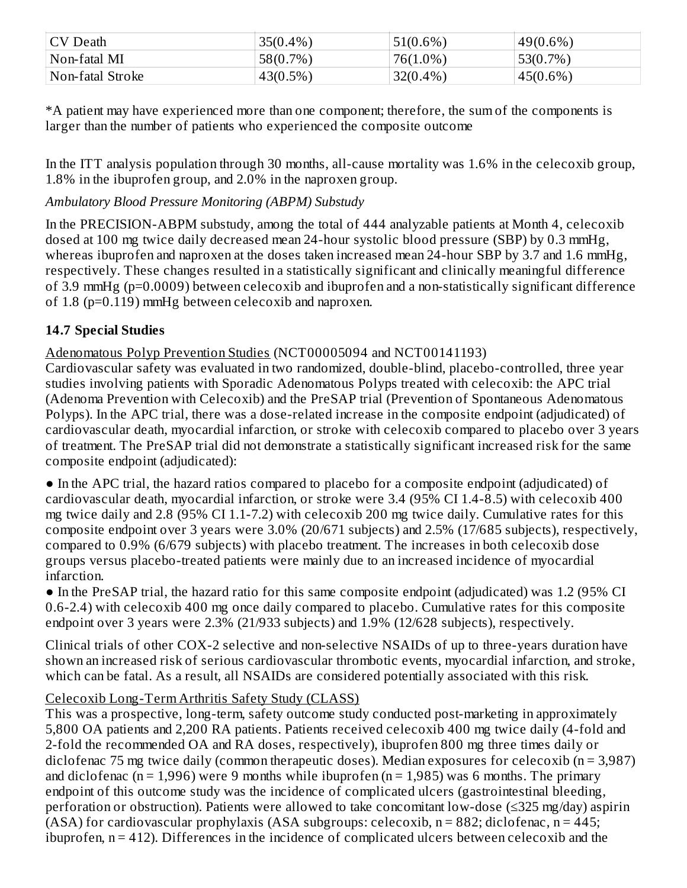| CV Death | 35(0.4%) | 51(0.6%) | 49(0.6%) |
|---|---|---|---|
| Non-fatal MI | 58(0.7%) | 76(1.0%) | 53(0.7%) |
| Non-fatal Stroke | 43(0.5%) | 32(0.4%) | 45(0.6%) |

*A patient may have experienced more than one component; therefore, the sum of the components is larger than the number of patients who experienced the composite outcome

In the ITT analysis population through 30 months, all-cause mortality was 1.6% in the celecoxib group, 1.8% in the ibuprofen group, and 2.0% in the naproxen group.

*Ambulatory Blood Pressure Monitoring (ABPM) Substudy*

In the PRECISION-ABPM substudy, among the total of 444 analyzable patients at Month 4, celecoxib dosed at 100 mg twice daily decreased mean 24-hour systolic blood pressure (SBP) by 0.3 mmHg, whereas ibuprofen and naproxen at the doses taken increased mean 24-hour SBP by 3.7 and 1.6 mmHg, respectively. These changes resulted in a statistically significant and clinically meaningful difference of 3.9 mmHg (p=0.0009) between celecoxib and ibuprofen and a non-statistically significant difference of 1.8 (p=0.119) mmHg between celecoxib and naproxen.

## 14.7 Special Studies

Adenomatous Polyp Prevention Studies (NCT00005094 and NCT00141193)
Cardiovascular safety was evaluated in two randomized, double-blind, placebo-controlled, three year studies involving patients with Sporadic Adenomatous Polyps treated with celecoxib: the APC trial (Adenoma Prevention with Celecoxib) and the PreSAP trial (Prevention of Spontaneous Adenomatous Polyps). In the APC trial, there was a dose-related increase in the composite endpoint (adjudicated) of cardiovascular death, myocardial infarction, or stroke with celecoxib compared to placebo over 3 years of treatment. The PreSAP trial did not demonstrate a statistically significant increased risk for the same composite endpoint (adjudicated):

- In the APC trial, the hazard ratios compared to placebo for a composite endpoint (adjudicated) of cardiovascular death, myocardial infarction, or stroke were 3.4 (95% CI 1.4-8.5) with celecoxib 400 mg twice daily and 2.8 (95% CI 1.1-7.2) with celecoxib 200 mg twice daily. Cumulative rates for this composite endpoint over 3 years were 3.0% (20/671 subjects) and 2.5% (17/685 subjects), respectively, compared to 0.9% (6/679 subjects) with placebo treatment. The increases in both celecoxib dose groups versus placebo-treated patients were mainly due to an increased incidence of myocardial infarction.
- In the PreSAP trial, the hazard ratio for this same composite endpoint (adjudicated) was 1.2 (95% CI 0.6-2.4) with celecoxib 400 mg once daily compared to placebo. Cumulative rates for this composite endpoint over 3 years were 2.3% (21/933 subjects) and 1.9% (12/628 subjects), respectively.

Clinical trials of other COX-2 selective and non-selective NSAIDs of up to three-years duration have shown an increased risk of serious cardiovascular thrombotic events, myocardial infarction, and stroke, which can be fatal. As a result, all NSAIDs are considered potentially associated with this risk.

Celecoxib Long-Term Arthritis Safety Study (CLASS)
This was a prospective, long-term, safety outcome study conducted post-marketing in approximately 5,800 OA patients and 2,200 RA patients. Patients received celecoxib 400 mg twice daily (4-fold and 2-fold the recommended OA and RA doses, respectively), ibuprofen 800 mg three times daily or diclofenac 75 mg twice daily (common therapeutic doses). Median exposures for celecoxib (n = 3,987) and diclofenac (n = 1,996) were 9 months while ibuprofen (n = 1,985) was 6 months. The primary endpoint of this outcome study was the incidence of complicated ulcers (gastrointestinal bleeding, perforation or obstruction). Patients were allowed to take concomitant low-dose (≤325 mg/day) aspirin (ASA) for cardiovascular prophylaxis (ASA subgroups: celecoxib, n = 882; diclofenac, n = 445; ibuprofen, n = 412). Differences in the incidence of complicated ulcers between celecoxib and the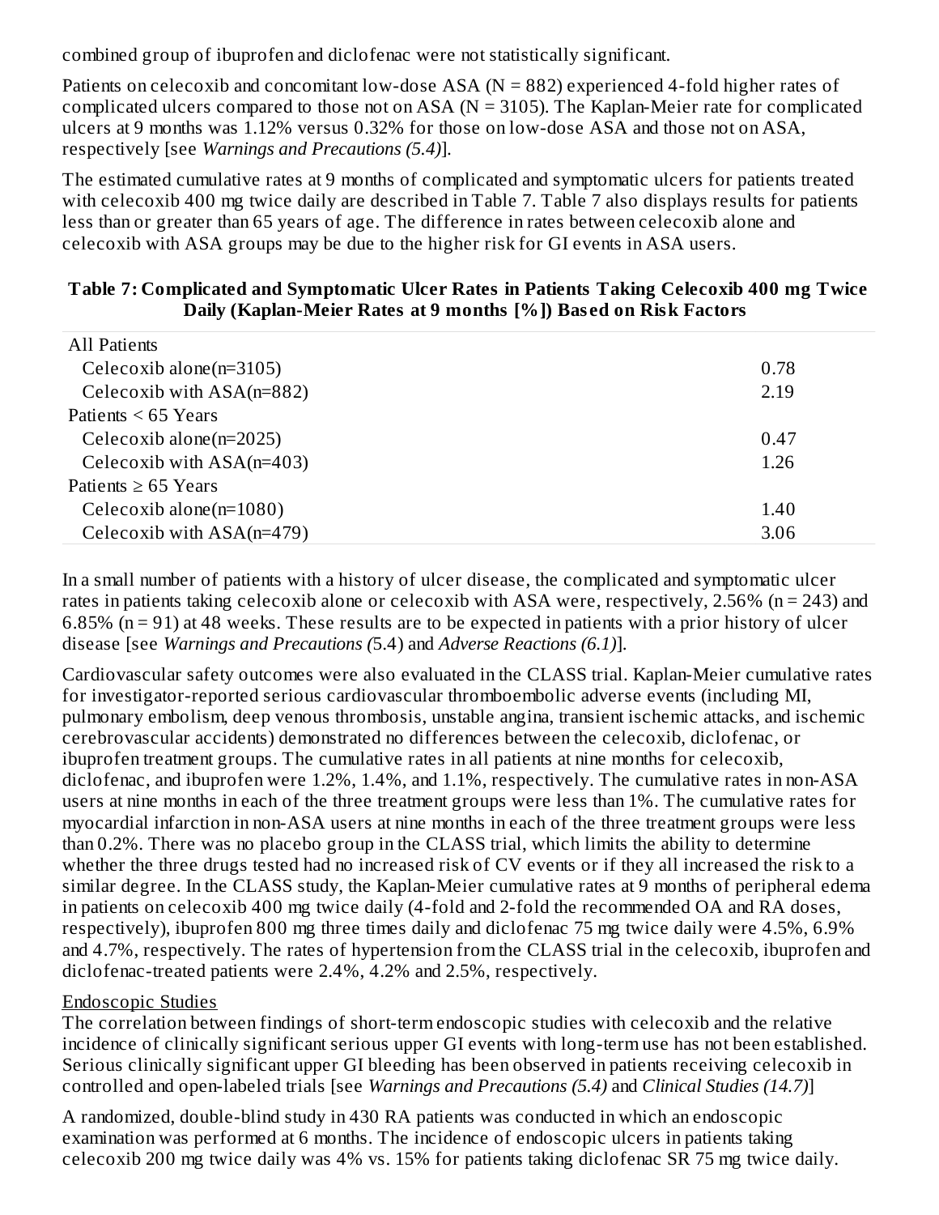combined group of ibuprofen and diclofenac were not statistically significant.

Patients on celecoxib and concomitant low-dose ASA (N = 882) experienced 4-fold higher rates of complicated ulcers compared to those not on ASA (N = 3105). The Kaplan-Meier rate for complicated ulcers at 9 months was 1.12% versus 0.32% for those on low-dose ASA and those not on ASA, respectively [see *Warnings and Precautions (5.4)*].

The estimated cumulative rates at 9 months of complicated and symptomatic ulcers for patients treated with celecoxib 400 mg twice daily are described in Table 7. Table 7 also displays results for patients less than or greater than 65 years of age. The difference in rates between celecoxib alone and celecoxib with ASA groups may be due to the higher risk for GI events in ASA users.

**Table 7: Complicated and Symptomatic Ulcer Rates in Patients Taking Celecoxib 400 mg Twice Daily (Kaplan-Meier Rates at 9 months [%]) Based on Risk Factors**

| | |
|---|---|
| All Patients | |
| Celecoxib alone(n=3105) | 0.78 |
| Celecoxib with ASA(n=882) | 2.19 |
| Patients < 65 Years | |
| Celecoxib alone(n=2025) | 0.47 |
| Celecoxib with ASA(n=403) | 1.26 |
| Patients ≥ 65 Years | |
| Celecoxib alone(n=1080) | 1.40 |
| Celecoxib with ASA(n=479) | 3.06 |

In a small number of patients with a history of ulcer disease, the complicated and symptomatic ulcer rates in patients taking celecoxib alone or celecoxib with ASA were, respectively, 2.56% (n = 243) and 6.85% (n = 91) at 48 weeks. These results are to be expected in patients with a prior history of ulcer disease [see *Warnings and Precautions (*5.4) and *Adverse Reactions (6.1)*].

Cardiovascular safety outcomes were also evaluated in the CLASS trial. Kaplan-Meier cumulative rates for investigator-reported serious cardiovascular thromboembolic adverse events (including MI, pulmonary embolism, deep venous thrombosis, unstable angina, transient ischemic attacks, and ischemic cerebrovascular accidents) demonstrated no differences between the celecoxib, diclofenac, or ibuprofen treatment groups. The cumulative rates in all patients at nine months for celecoxib, diclofenac, and ibuprofen were 1.2%, 1.4%, and 1.1%, respectively. The cumulative rates in non-ASA users at nine months in each of the three treatment groups were less than 1%. The cumulative rates for myocardial infarction in non-ASA users at nine months in each of the three treatment groups were less than 0.2%. There was no placebo group in the CLASS trial, which limits the ability to determine whether the three drugs tested had no increased risk of CV events or if they all increased the risk to a similar degree. In the CLASS study, the Kaplan-Meier cumulative rates at 9 months of peripheral edema in patients on celecoxib 400 mg twice daily (4-fold and 2-fold the recommended OA and RA doses, respectively), ibuprofen 800 mg three times daily and diclofenac 75 mg twice daily were 4.5%, 6.9% and 4.7%, respectively. The rates of hypertension from the CLASS trial in the celecoxib, ibuprofen and diclofenac-treated patients were 2.4%, 4.2% and 2.5%, respectively.

<u>Endoscopic Studies</u>

The correlation between findings of short-term endoscopic studies with celecoxib and the relative incidence of clinically significant serious upper GI events with long-term use has not been established. Serious clinically significant upper GI bleeding has been observed in patients receiving celecoxib in controlled and open-labeled trials [see *Warnings and Precautions (5.4)* and *Clinical Studies (14.7)*]

A randomized, double-blind study in 430 RA patients was conducted in which an endoscopic examination was performed at 6 months. The incidence of endoscopic ulcers in patients taking celecoxib 200 mg twice daily was 4% vs. 15% for patients taking diclofenac SR 75 mg twice daily.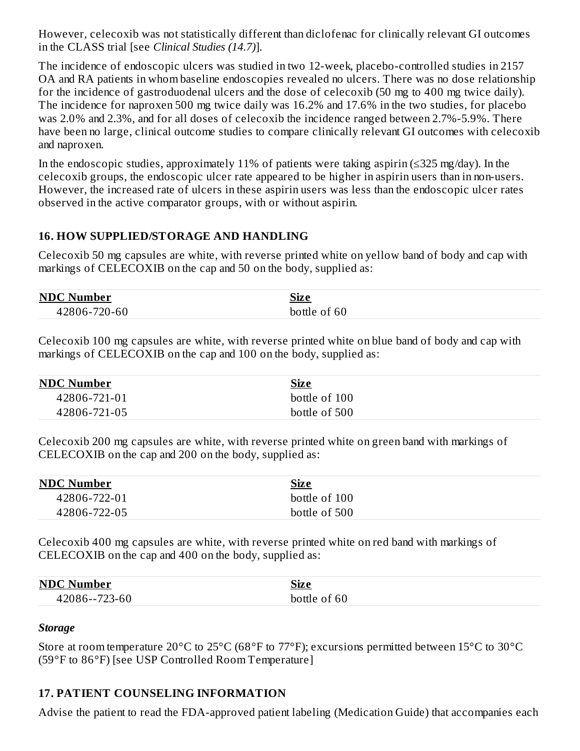However, celecoxib was not statistically different than diclofenac for clinically relevant GI outcomes in the CLASS trial [see *Clinical Studies (14.7)*].

The incidence of endoscopic ulcers was studied in two 12-week, placebo-controlled studies in 2157 OA and RA patients in whom baseline endoscopies revealed no ulcers. There was no dose relationship for the incidence of gastroduodenal ulcers and the dose of celecoxib (50 mg to 400 mg twice daily). The incidence for naproxen 500 mg twice daily was 16.2% and 17.6% in the two studies, for placebo was 2.0% and 2.3%, and for all doses of celecoxib the incidence ranged between 2.7%-5.9%. There have been no large, clinical outcome studies to compare clinically relevant GI outcomes with celecoxib and naproxen.

In the endoscopic studies, approximately 11% of patients were taking aspirin (≤325 mg/day). In the celecoxib groups, the endoscopic ulcer rate appeared to be higher in aspirin users than in non-users. However, the increased rate of ulcers in these aspirin users was less than the endoscopic ulcer rates observed in the active comparator groups, with or without aspirin.

## 16. HOW SUPPLIED/STORAGE AND HANDLING

Celecoxib 50 mg capsules are white, with reverse printed white on yellow band of body and cap with markings of CELECOXIB on the cap and 50 on the body, supplied as:

| NDC Number | Size |
|---|---|
| 42806-720-60 | bottle of 60 |

Celecoxib 100 mg capsules are white, with reverse printed white on blue band of body and cap with markings of CELECOXIB on the cap and 100 on the body, supplied as:

| NDC Number | Size |
|---|---|
| 42806-721-01 | bottle of 100 |
| 42806-721-05 | bottle of 500 |

Celecoxib 200 mg capsules are white, with reverse printed white on green band with markings of CELECOXIB on the cap and 200 on the body, supplied as:

| NDC Number | Size |
|---|---|
| 42806-722-01 | bottle of 100 |
| 42806-722-05 | bottle of 500 |

Celecoxib 400 mg capsules are white, with reverse printed white on red band with markings of CELECOXIB on the cap and 400 on the body, supplied as:

| NDC Number | Size |
|---|---|
| 42086--723-60 | bottle of 60 |

### *Storage*

Store at room temperature 20°C to 25°C (68°F to 77°F); excursions permitted between 15°C to 30°C (59°F to 86°F) [see USP Controlled Room Temperature]

## 17. PATIENT COUNSELING INFORMATION

Advise the patient to read the FDA-approved patient labeling (Medication Guide) that accompanies each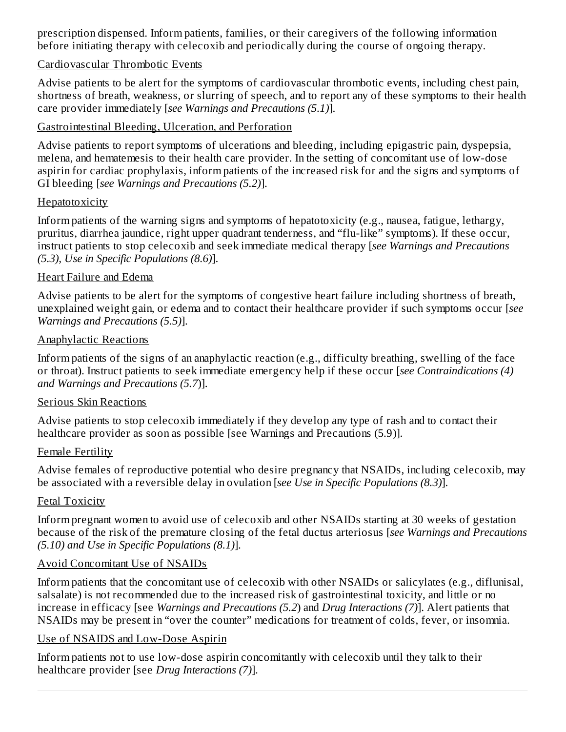prescription dispensed. Inform patients, families, or their caregivers of the following information before initiating therapy with celecoxib and periodically during the course of ongoing therapy.

Cardiovascular Thrombotic Events

Advise patients to be alert for the symptoms of cardiovascular thrombotic events, including chest pain, shortness of breath, weakness, or slurring of speech, and to report any of these symptoms to their health care provider immediately [*see Warnings and Precautions (5.1)*].

Gastrointestinal Bleeding, Ulceration, and Perforation

Advise patients to report symptoms of ulcerations and bleeding, including epigastric pain, dyspepsia, melena, and hematemesis to their health care provider. In the setting of concomitant use of low-dose aspirin for cardiac prophylaxis, inform patients of the increased risk for and the signs and symptoms of GI bleeding [*see Warnings and Precautions (5.2)*].

Hepatotoxicity

Inform patients of the warning signs and symptoms of hepatotoxicity (e.g., nausea, fatigue, lethargy, pruritus, diarrhea jaundice, right upper quadrant tenderness, and "flu-like" symptoms). If these occur, instruct patients to stop celecoxib and seek immediate medical therapy [*see Warnings and Precautions (5.3), Use in Specific Populations (8.6)*].

Heart Failure and Edema

Advise patients to be alert for the symptoms of congestive heart failure including shortness of breath, unexplained weight gain, or edema and to contact their healthcare provider if such symptoms occur [*see Warnings and Precautions (5.5)*].

Anaphylactic Reactions

Inform patients of the signs of an anaphylactic reaction (e.g., difficulty breathing, swelling of the face or throat). Instruct patients to seek immediate emergency help if these occur [*see Contraindications (4) and Warnings and Precautions (5.7*)].

Serious Skin Reactions

Advise patients to stop celecoxib immediately if they develop any type of rash and to contact their healthcare provider as soon as possible [see Warnings and Precautions (5.9)].

Female Fertility

Advise females of reproductive potential who desire pregnancy that NSAIDs, including celecoxib, may be associated with a reversible delay in ovulation [*see Use in Specific Populations (8.3)*].

Fetal Toxicity

Inform pregnant women to avoid use of celecoxib and other NSAIDs starting at 30 weeks of gestation because of the risk of the premature closing of the fetal ductus arteriosus [*see Warnings and Precautions (5.10) and Use in Specific Populations (8.1)*].

Avoid Concomitant Use of NSAIDs

Inform patients that the concomitant use of celecoxib with other NSAIDs or salicylates (e.g., diflunisal, salsalate) is not recommended due to the increased risk of gastrointestinal toxicity, and little or no increase in efficacy [see *Warnings and Precautions (5.2*) and *Drug Interactions (7)*]. Alert patients that NSAIDs may be present in "over the counter" medications for treatment of colds, fever, or insomnia.

Use of NSAIDS and Low-Dose Aspirin

Inform patients not to use low-dose aspirin concomitantly with celecoxib until they talk to their healthcare provider [see *Drug Interactions (7)*].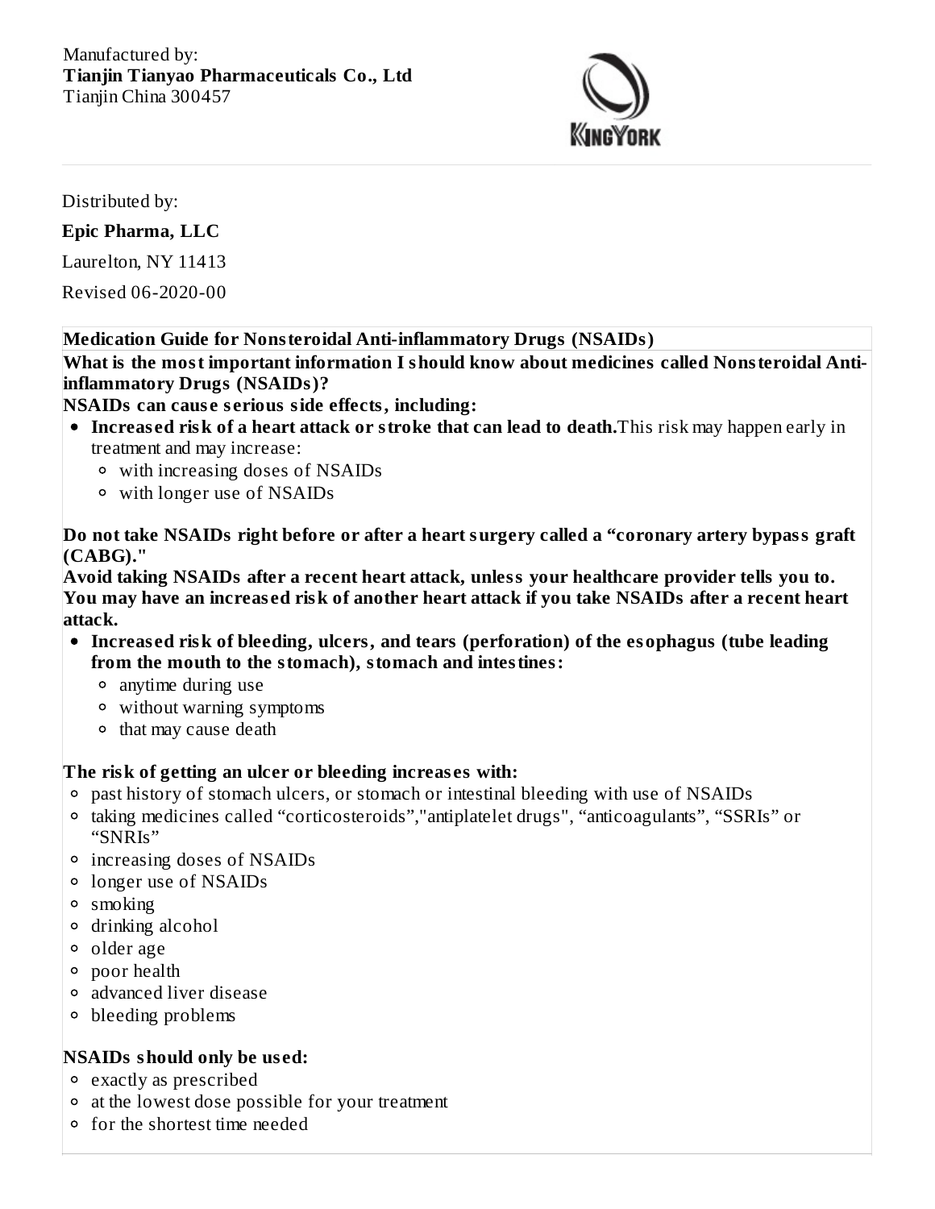Manufactured by:
**Tianjin Tianyao Pharmaceuticals Co., Ltd**
Tianjin China 300457

Distributed by:

**Epic Pharma, LLC**

Laurelton, NY 11413

Revised 06-2020-00

## Medication Guide for Nonsteroidal Anti-inflammatory Drugs (NSAIDs)

**What is the most important information I should know about medicines called Nonsteroidal Anti-inflammatory Drugs (NSAIDs)?**

**NSAIDs can cause serious side effects, including:**

- **Increased risk of a heart attack or stroke that can lead to death.** This risk may happen early in treatment and may increase:
  - with increasing doses of NSAIDs
  - with longer use of NSAIDs

**Do not take NSAIDs right before or after a heart surgery called a "coronary artery bypass graft (CABG)."**

**Avoid taking NSAIDs after a recent heart attack, unless your healthcare provider tells you to. You may have an increased risk of another heart attack if you take NSAIDs after a recent heart attack.**

- **Increased risk of bleeding, ulcers, and tears (perforation) of the esophagus (tube leading from the mouth to the stomach), stomach and intestines:**
  - anytime during use
  - without warning symptoms
  - that may cause death

**The risk of getting an ulcer or bleeding increases with:**

- past history of stomach ulcers, or stomach or intestinal bleeding with use of NSAIDs
- taking medicines called "corticosteroids","antiplatelet drugs", "anticoagulants", "SSRIs" or "SNRIs"
- increasing doses of NSAIDs
- longer use of NSAIDs
- smoking
- drinking alcohol
- older age
- poor health
- advanced liver disease
- bleeding problems

**NSAIDs should only be used:**

- exactly as prescribed
- at the lowest dose possible for your treatment
- for the shortest time needed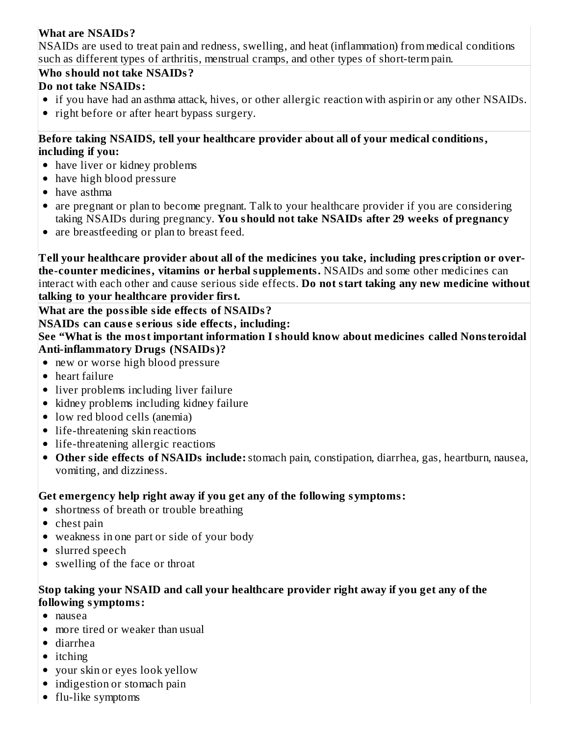**What are NSAIDs?**

NSAIDs are used to treat pain and redness, swelling, and heat (inflammation) from medical conditions such as different types of arthritis, menstrual cramps, and other types of short-term pain.

**Who should not take NSAIDs?**

**Do not take NSAIDs:**

- if you have had an asthma attack, hives, or other allergic reaction with aspirin or any other NSAIDs.
- right before or after heart bypass surgery.

**Before taking NSAIDS, tell your healthcare provider about all of your medical conditions, including if you:**

- have liver or kidney problems
- have high blood pressure
- have asthma
- are pregnant or plan to become pregnant. Talk to your healthcare provider if you are considering taking NSAIDs during pregnancy. **You should not take NSAIDs after 29 weeks of pregnancy**
- are breastfeeding or plan to breast feed.

**Tell your healthcare provider about all of the medicines you take, including prescription or over-the-counter medicines, vitamins or herbal supplements.** NSAIDs and some other medicines can interact with each other and cause serious side effects. **Do not start taking any new medicine without talking to your healthcare provider first.**

**What are the possible side effects of NSAIDs?**

**NSAIDs can cause serious side effects, including:**

**See "What is the most important information I should know about medicines called Nonsteroidal Anti-inflammatory Drugs (NSAIDs)?**

- new or worse high blood pressure
- heart failure
- liver problems including liver failure
- kidney problems including kidney failure
- low red blood cells (anemia)
- life-threatening skin reactions
- life-threatening allergic reactions
- **Other side effects of NSAIDs include:** stomach pain, constipation, diarrhea, gas, heartburn, nausea, vomiting, and dizziness.

**Get emergency help right away if you get any of the following symptoms:**

- shortness of breath or trouble breathing
- chest pain
- weakness in one part or side of your body
- slurred speech
- swelling of the face or throat

**Stop taking your NSAID and call your healthcare provider right away if you get any of the following symptoms:**

- nausea
- more tired or weaker than usual
- diarrhea
- itching
- your skin or eyes look yellow
- indigestion or stomach pain
- flu-like symptoms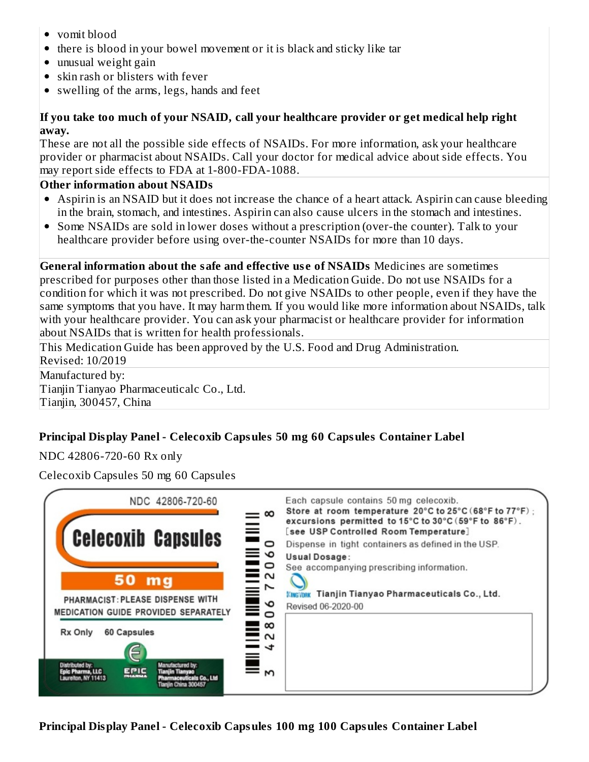- vomit blood
- there is blood in your bowel movement or it is black and sticky like tar
- unusual weight gain
- skin rash or blisters with fever
- swelling of the arms, legs, hands and feet

**If you take too much of your NSAID, call your healthcare provider or get medical help right away.**

These are not all the possible side effects of NSAIDs. For more information, ask your healthcare provider or pharmacist about NSAIDs. Call your doctor for medical advice about side effects. You may report side effects to FDA at 1-800-FDA-1088.

**Other information about NSAIDs**

- Aspirin is an NSAID but it does not increase the chance of a heart attack. Aspirin can cause bleeding in the brain, stomach, and intestines. Aspirin can also cause ulcers in the stomach and intestines.
- Some NSAIDs are sold in lower doses without a prescription (over-the counter). Talk to your healthcare provider before using over-the-counter NSAIDs for more than 10 days.

**General information about the safe and effective use of NSAIDs** Medicines are sometimes prescribed for purposes other than those listed in a Medication Guide. Do not use NSAIDs for a condition for which it was not prescribed. Do not give NSAIDs to other people, even if they have the same symptoms that you have. It may harm them. If you would like more information about NSAIDs, talk with your healthcare provider. You can ask your pharmacist or healthcare provider for information about NSAIDs that is written for health professionals.

This Medication Guide has been approved by the U.S. Food and Drug Administration.
Revised: 10/2019

Manufactured by:
Tianjin Tianyao Pharmaceuticalc Co., Ltd.
Tianjin, 300457, China

## Principal Display Panel - Celecoxib Capsules 50 mg 60 Capsules Container Label

NDC 42806-720-60 Rx only

Celecoxib Capsules 50 mg 60 Capsules

NDC 42806-720-60

Celecoxib Capsules

50 mg

PHARMACIST: PLEASE DISPENSE WITH MEDICATION GUIDE PROVIDED SEPARATELY

Rx Only 60 Capsules

Distributed by:
Epic Pharma, LLC
Laurelton, NY 11413

EPIC PHARMA

Manufactured by:
Tianjin Tianyao Pharmaceuticals Co., Ltd
Tianjin China 300457

3 42806 72060 8

Each capsule contains 50 mg celecoxib.
Store at room temperature 20°C to 25°C (68°F to 77°F); excursions permitted to 15°C to 30°C (59°F to 86°F). [see USP Controlled Room Temperature]
Dispense in tight containers as defined in the USP.
Usual Dosage:
See accompanying prescribing information.

KINGYORK Tianjin Tianyao Pharmaceuticals Co., Ltd.
Revised 06-2020-00

## Principal Display Panel - Celecoxib Capsules 100 mg 100 Capsules Container Label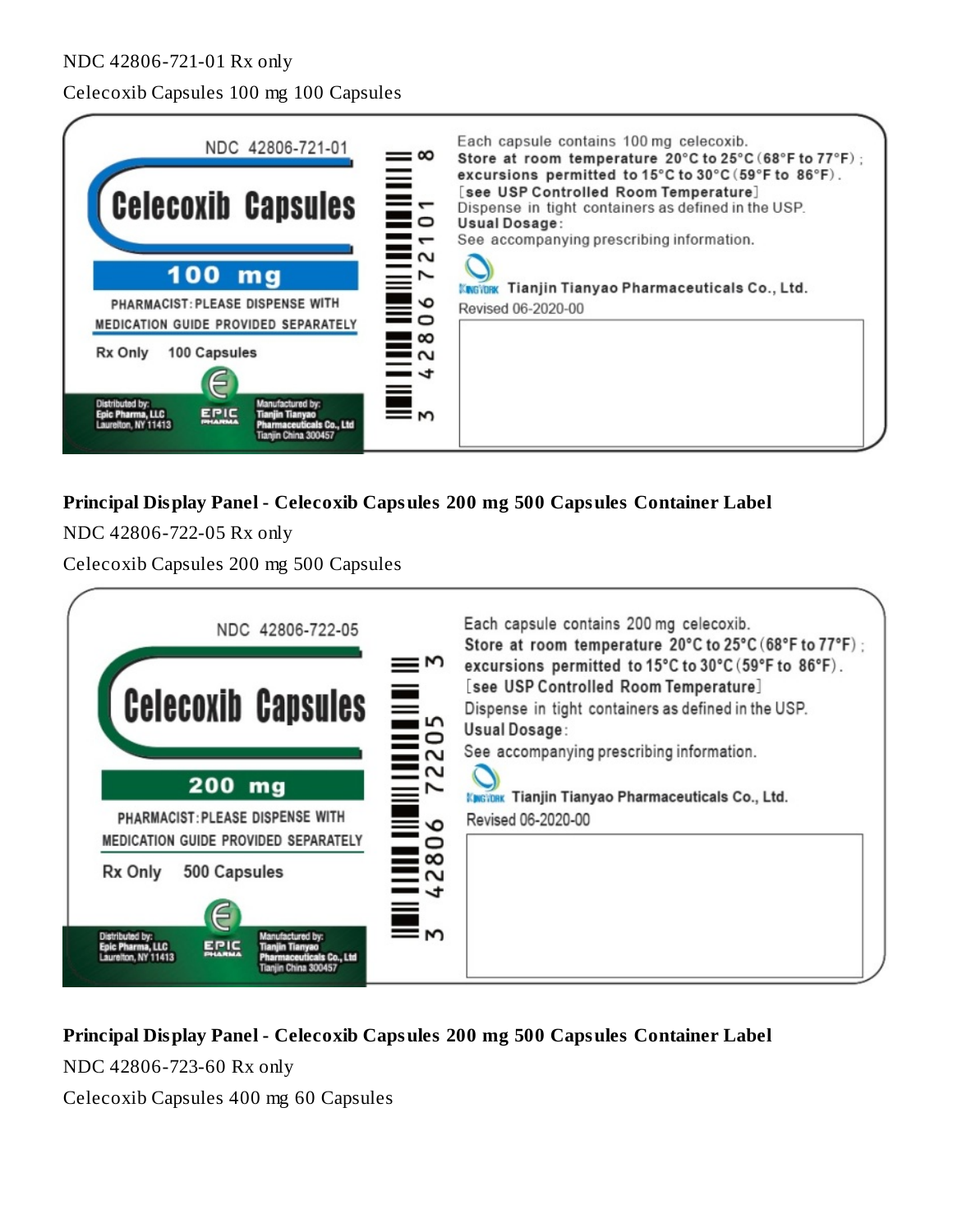NDC 42806-721-01 Rx only

Celecoxib Capsules 100 mg 100 Capsules

NDC 42806-721-01

**Celecoxib Capsules**

**100 mg**

PHARMACIST: PLEASE DISPENSE WITH MEDICATION GUIDE PROVIDED SEPARATELY

Rx Only 100 Capsules

Distributed by: Epic Pharma, LLC Laurelton, NY 11413

EPIC PHARMA

Manufactured by: Tianjin Tianyao Pharmaceuticals Co., Ltd Tianjin China 300457

3 42806 72101 8

Each capsule contains 100 mg celecoxib.
**Store at room temperature 20°C to 25°C (68°F to 77°F); excursions permitted to 15°C to 30°C (59°F to 86°F). [see USP Controlled Room Temperature]**
Dispense in tight containers as defined in the USP.
**Usual Dosage:**
See accompanying prescribing information.

KingYork **Tianjin Tianyao Pharmaceuticals Co., Ltd.**

Revised 06-2020-00

**Principal Display Panel - Celecoxib Capsules 200 mg 500 Capsules Container Label**

NDC 42806-722-05 Rx only

Celecoxib Capsules 200 mg 500 Capsules

NDC 42806-722-05

**Celecoxib Capsules**

**200 mg**

PHARMACIST: PLEASE DISPENSE WITH MEDICATION GUIDE PROVIDED SEPARATELY

Rx Only 500 Capsules

Distributed by: Epic Pharma, LLC Laurelton, NY 11413

EPIC PHARMA

Manufactured by: Tianjin Tianyao Pharmaceuticals Co., Ltd Tianjin China 300457

3 42806 72205 3

Each capsule contains 200 mg celecoxib.
Store at room temperature 20°C to 25°C (68°F to 77°F); excursions permitted to 15°C to 30°C (59°F to 86°F).
[see USP Controlled Room Temperature]
Dispense in tight containers as defined in the USP.
Usual Dosage:
See accompanying prescribing information.

KingYork **Tianjin Tianyao Pharmaceuticals Co., Ltd.**

Revised 06-2020-00

**Principal Display Panel - Celecoxib Capsules 200 mg 500 Capsules Container Label**

NDC 42806-723-60 Rx only

Celecoxib Capsules 400 mg 60 Capsules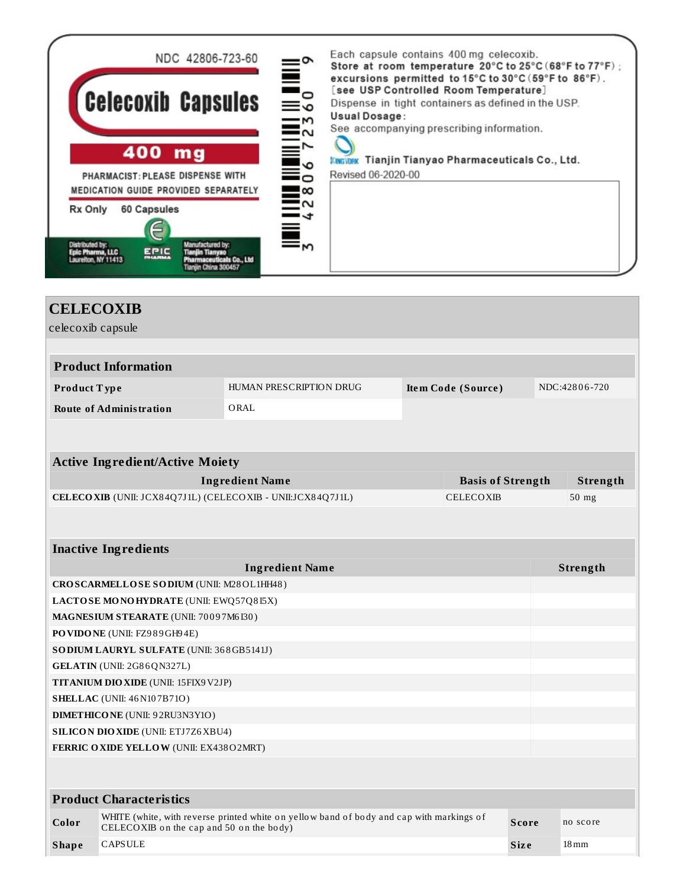NDC 42806-723-60

**Celecoxib Capsules**

**400 mg**

PHARMACIST: PLEASE DISPENSE WITH MEDICATION GUIDE PROVIDED SEPARATELY

Rx Only 60 Capsules

Distributed by: Epic Pharma, LLC Laurelton, NY 11413

EPIC PHARMA

Manufactured by: Tianjin Tianyao Pharmaceuticals Co., Ltd Tianjin China 300457

3 42806 72360 9

Each capsule contains 400 mg celecoxib.
**Store at room temperature 20°C to 25°C (68°F to 77°F); excursions permitted to 15°C to 30°C (59°F to 86°F). [see USP Controlled Room Temperature]**
Dispense in tight containers as defined in the USP.
**Usual Dosage:**
See accompanying prescribing information.

KINGYORK **Tianjin Tianyao Pharmaceuticals Co., Ltd.**
Revised 06-2020-00

# CELECOXIB

celecoxib capsule

| **Product Information** | | | |
|---|---|---|---|
| **Product Type** | HUMAN PRESCRIPTION DRUG | **Item Code (Source)** | NDC:42806-720 |
| **Route of Administration** | ORAL | | |

| **Active Ingredient/Active Moiety** | | |
|---|---|---|
| **Ingredient Name** | **Basis of Strength** | **Strength** |
| **CELECOXIB** (UNII: JCX84Q7J1L) (CELECOXIB - UNII:JCX84Q7J1L) | CELECOXIB | 50 mg |

| **Inactive Ingredients** | |
|---|---|
| **Ingredient Name** | **Strength** |
| **CROSCARMELLOSE SODIUM** (UNII: M28OL1HH48) | |
| **LACTOSE MONOHYDRATE** (UNII: EWQ57Q8I5X) | |
| **MAGNESIUM STEARATE** (UNII: 70097M6I30) | |
| **POVIDONE** (UNII: FZ989GH94E) | |
| **SODIUM LAURYL SULFATE** (UNII: 368GB5141J) | |
| **GELATIN** (UNII: 2G86QN327L) | |
| **TITANIUM DIOXIDE** (UNII: 15FIX9V2JP) | |
| **SHELLAC** (UNII: 46N107B71O) | |
| **DIMETHICONE** (UNII: 92RU3N3Y1O) | |
| **SILICON DIOXIDE** (UNII: ETJ7Z6XBU4) | |
| **FERRIC OXIDE YELLOW** (UNII: EX438O2MRT) | |

| **Product Characteristics** | | | |
|---|---|---|---|
| **Color** | WHITE (white, with reverse printed white on yellow band of body and cap with markings of CELECOXIB on the cap and 50 on the body) | **Score** | no score |
| **Shape** | CAPSULE | **Size** | 18mm |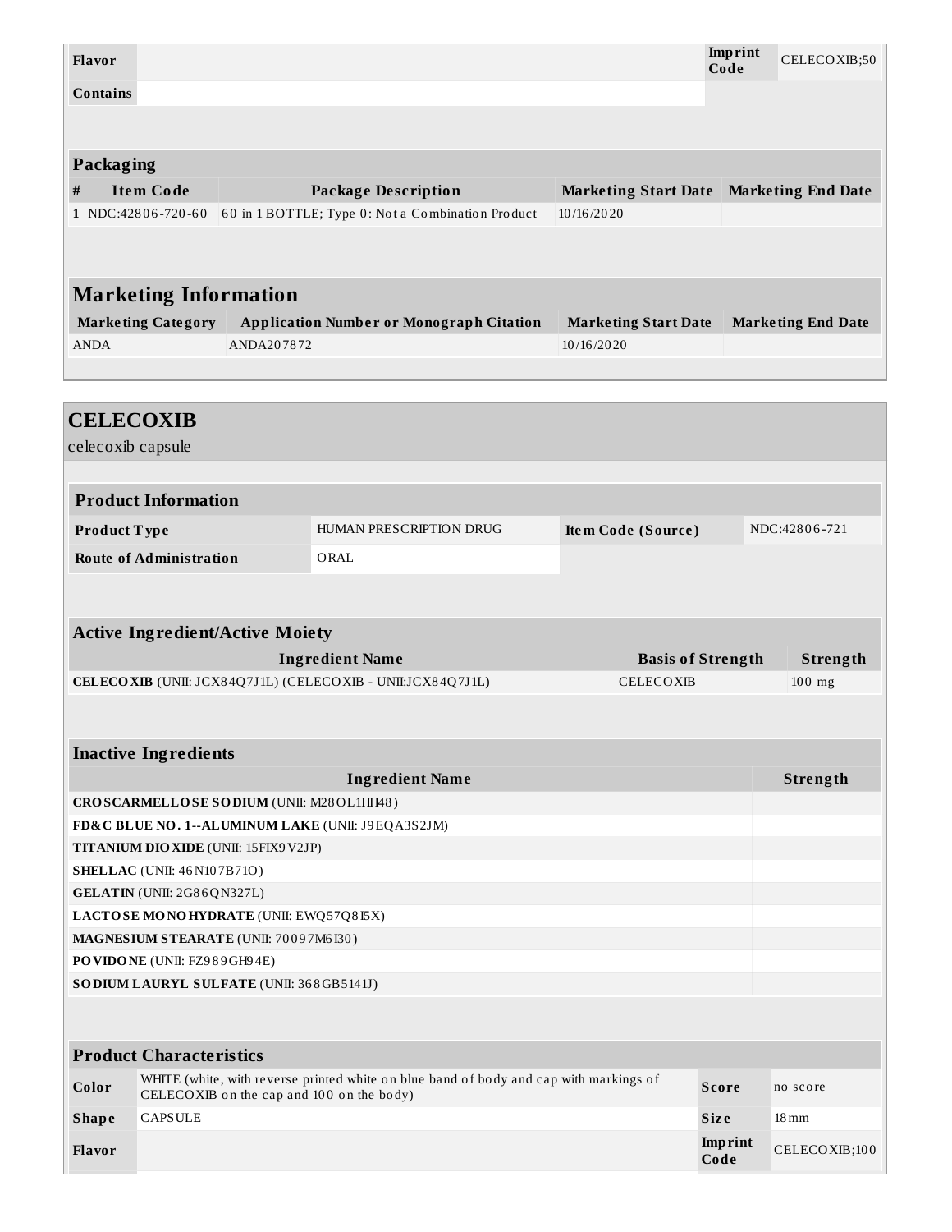| Flavor | | Imprint Code | CELECOXIB;50 |
|---|---|---|---|
| Contains | | | |

## Packaging

| # | Item Code | Package Description | Marketing Start Date | Marketing End Date |
|---|---|---|---|---|
| 1 | NDC:42806-720-60 | 60 in 1 BOTTLE; Type 0: Not a Combination Product | 10/16/2020 | |

## Marketing Information

| Marketing Category | Application Number or Monograph Citation | Marketing Start Date | Marketing End Date |
|---|---|---|---|
| ANDA | ANDA207872 | 10/16/2020 | |

# CELECOXIB

celecoxib capsule

## Product Information

| Product Type | HUMAN PRESCRIPTION DRUG | Item Code (Source) | NDC:42806-721 |
|---|---|---|---|
| Route of Administration | ORAL | | |

## Active Ingredient/Active Moiety

| Ingredient Name | Basis of Strength | Strength |
|---|---|---|
| **CELECOXIB** (UNII: JCX84Q7J1L) (CELECOXIB - UNII:JCX84Q7J1L) | CELECOXIB | 100 mg |

## Inactive Ingredients

| Ingredient Name | Strength |
|---|---|
| **CROSCARMELLOSE SODIUM** (UNII: M28OL1HH48) | |
| **FD&C BLUE NO. 1--ALUMINUM LAKE** (UNII: J9EQA3S2JM) | |
| **TITANIUM DIOXIDE** (UNII: 15FIX9V2JP) | |
| **SHELLAC** (UNII: 46N107B71O) | |
| **GELATIN** (UNII: 2G86QN327L) | |
| **LACTOSE MONOHYDRATE** (UNII: EWQ57Q8I5X) | |
| **MAGNESIUM STEARATE** (UNII: 70097M6I30) | |
| **POVIDONE** (UNII: FZ989GH94E) | |
| **SODIUM LAURYL SULFATE** (UNII: 368GB5141J) | |

## Product Characteristics

| Color | WHITE (white, with reverse printed white on blue band of body and cap with markings of CELECOXIB on the cap and 100 on the body) | Score | no score |
|---|---|---|---|
| Shape | CAPSULE | Size | 18mm |
| Flavor | | Imprint Code | CELECOXIB;100 |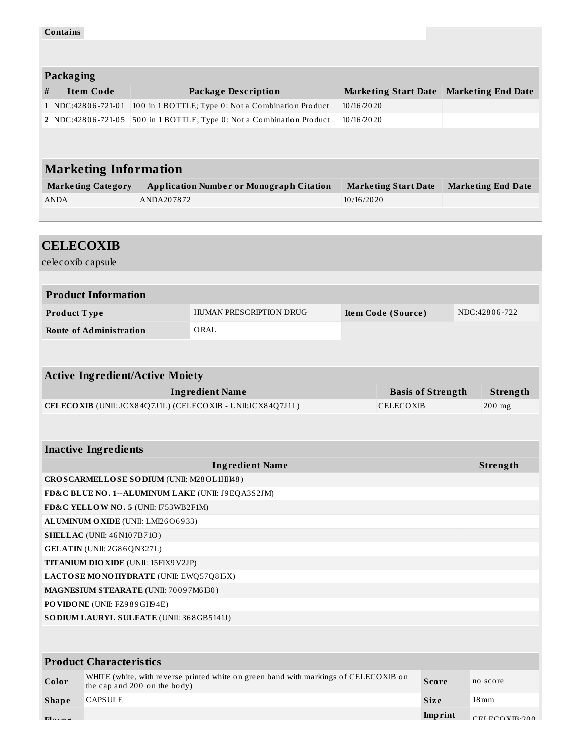| Contains | |
|---|---|

## Packaging

| # | Item Code | Package Description | Marketing Start Date | Marketing End Date |
|---|---|---|---|---|
| 1 | NDC:42806-721-01 | 100 in 1 BOTTLE; Type 0: Not a Combination Product | 10/16/2020 | |
| 2 | NDC:42806-721-05 | 500 in 1 BOTTLE; Type 0: Not a Combination Product | 10/16/2020 | |

## Marketing Information

| Marketing Category | Application Number or Monograph Citation | Marketing Start Date | Marketing End Date |
|---|---|---|---|
| ANDA | ANDA207872 | 10/16/2020 | |

# CELECOXIB

celecoxib capsule

## Product Information

| Product Type | HUMAN PRESCRIPTION DRUG | Item Code (Source) | NDC:42806-722 |
|---|---|---|---|
| Route of Administration | ORAL | | |

## Active Ingredient/Active Moiety

| Ingredient Name | Basis of Strength | Strength |
|---|---|---|
| **CELECOXIB** (UNII: JCX84Q7J1L) (CELECOXIB - UNII:JCX84Q7J1L) | CELECOXIB | 200 mg |

## Inactive Ingredients

| Ingredient Name | Strength |
|---|---|
| **CROSCARMELLOSE SODIUM** (UNII: M28OL1HH48) | |
| **FD&C BLUE NO. 1--ALUMINUM LAKE** (UNII: J9EQA3S2JM) | |
| **FD&C YELLOW NO. 5** (UNII: I753WB2F1M) | |
| **ALUMINUM OXIDE** (UNII: LMI26O6933) | |
| **SHELLAC** (UNII: 46N107B71O) | |
| **GELATIN** (UNII: 2G86QN327L) | |
| **TITANIUM DIOXIDE** (UNII: 15FIX9V2JP) | |
| **LACTOSE MONOHYDRATE** (UNII: EWQ57Q8I5X) | |
| **MAGNESIUM STEARATE** (UNII: 70097M6I30) | |
| **POVIDONE** (UNII: FZ989GH94E) | |
| **SODIUM LAURYL SULFATE** (UNII: 368GB5141J) | |

## Product Characteristics

| Color | WHITE (white, with reverse printed white on green band with markings of CELECOXIB on the cap and 200 on the body) | Score | no score |
|---|---|---|---|
| Shape | CAPSULE | Size | 18mm |
| Flavor | | Imprint | CELECOXIB;200 |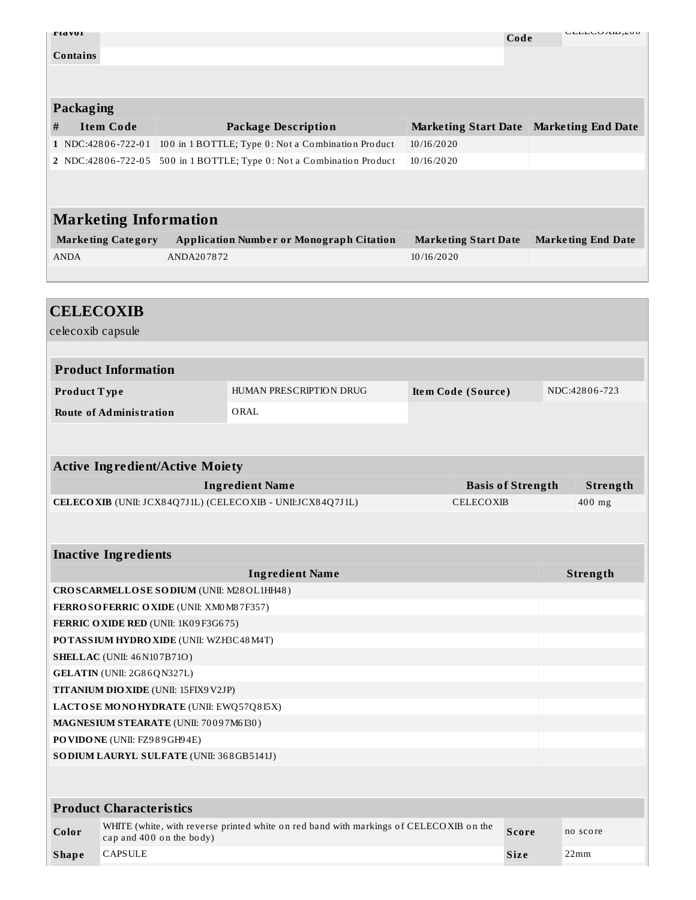| Flavor | | Imprint Code | CELECOXIB;200 |
|---|---|---|---|
| Contains | | | |

| Packaging | | | | |
|---|---|---|---|---|
| # | Item Code | Package Description | Marketing Start Date | Marketing End Date |
| 1 | NDC:42806-722-01 | 100 in 1 BOTTLE; Type 0: Not a Combination Product | 10/16/2020 | |
| 2 | NDC:42806-722-05 | 500 in 1 BOTTLE; Type 0: Not a Combination Product | 10/16/2020 | |

## Marketing Information

| Marketing Category | Application Number or Monograph Citation | Marketing Start Date | Marketing End Date |
|---|---|---|---|
| ANDA | ANDA207872 | 10/16/2020 | |

# CELECOXIB

celecoxib capsule

| Product Information | | | |
|---|---|---|---|
| Product Type | HUMAN PRESCRIPTION DRUG | Item Code (Source) | NDC:42806-723 |
| Route of Administration | ORAL | | |

| Active Ingredient/Active Moiety | | |
|---|---|---|
| Ingredient Name | Basis of Strength | Strength |
| **CELECOXIB** (UNII: JCX84Q7J1L) (CELECOXIB - UNII:JCX84Q7J1L) | CELECOXIB | 400 mg |

| Inactive Ingredients | |
|---|---|
| Ingredient Name | Strength |
| **CROSCARMELLOSE SODIUM** (UNII: M28OL1HH48) | |
| **FERROSOFERRIC OXIDE** (UNII: XM0M87F357) | |
| **FERRIC OXIDE RED** (UNII: 1K09F3G675) | |
| **POTASSIUM HYDROXIDE** (UNII: WZH3C48M4T) | |
| **SHELLAC** (UNII: 46N107B71O) | |
| **GELATIN** (UNII: 2G86QN327L) | |
| **TITANIUM DIOXIDE** (UNII: 15FIX9V2JP) | |
| **LACTOSE MONOHYDRATE** (UNII: EWQ57Q8I5X) | |
| **MAGNESIUM STEARATE** (UNII: 70097M6I30) | |
| **POVIDONE** (UNII: FZ989GH94E) | |
| **SODIUM LAURYL SULFATE** (UNII: 368GB5141J) | |

| Product Characteristics | | | |
|---|---|---|---|
| Color | WHITE (white, with reverse printed white on red band with markings of CELECOXIB on the cap and 400 on the body) | Score | no score |
| Shape | CAPSULE | Size | 22mm |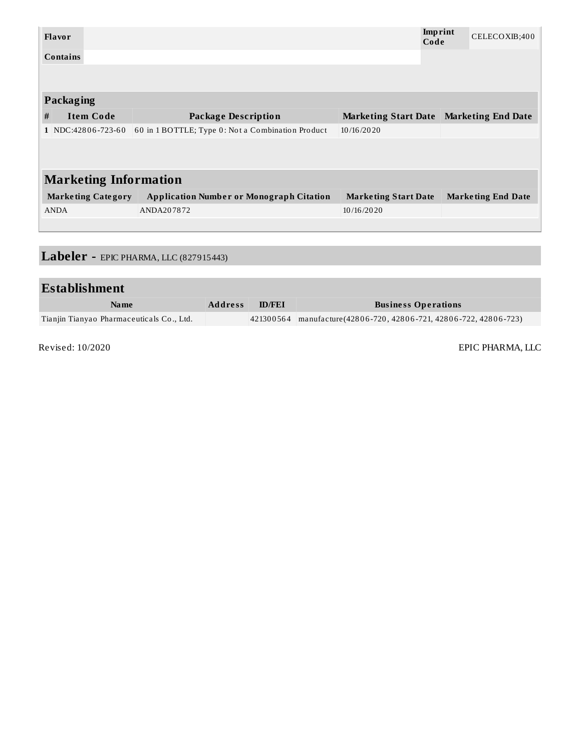| Flavor | | Imprint Code | CELECOXIB;400 |
|---|---|---|---|
| Contains | | | |

## Packaging

| # | Item Code | Package Description | Marketing Start Date | Marketing End Date |
|---|---|---|---|---|
| 1 | NDC:42806-723-60 | 60 in 1 BOTTLE; Type 0: Not a Combination Product | 10/16/2020 | |

## Marketing Information

| Marketing Category | Application Number or Monograph Citation | Marketing Start Date | Marketing End Date |
|---|---|---|---|
| ANDA | ANDA207872 | 10/16/2020 | |

## Labeler - EPIC PHARMA, LLC (827915443)

## Establishment

| Name | Address | ID/FEI | Business Operations |
|---|---|---|---|
| Tianjin Tianyao Pharmaceuticals Co., Ltd. | | 421300564 | manufacture(42806-720, 42806-721, 42806-722, 42806-723) |

Revised: 10/2020

EPIC PHARMA, LLC